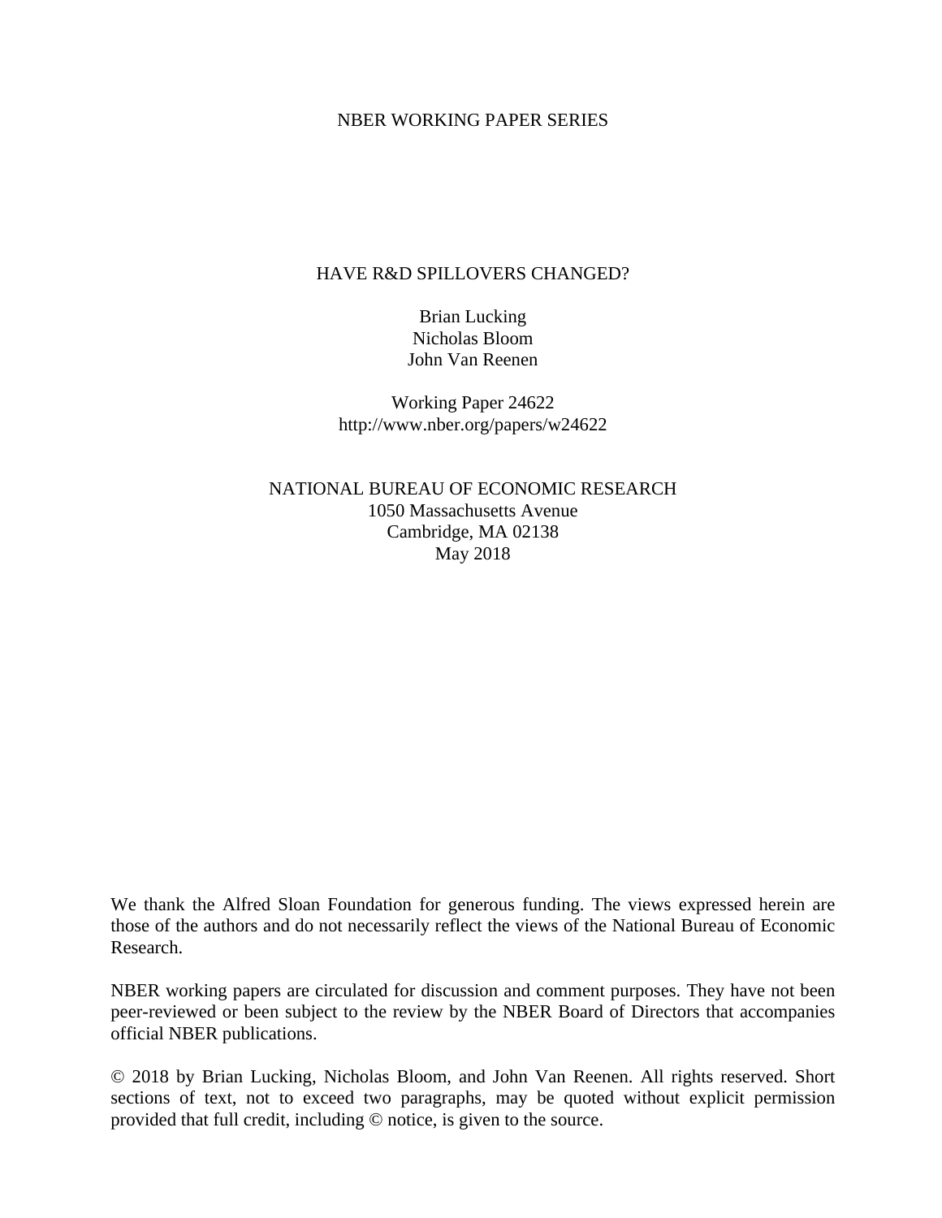NBER WORKING PAPER SERIES

# HAVE R&D SPILLOVERS CHANGED?

Brian Lucking
Nicholas Bloom
John Van Reenen

Working Paper 24622
http://www.nber.org/papers/w24622

NATIONAL BUREAU OF ECONOMIC RESEARCH
1050 Massachusetts Avenue
Cambridge, MA 02138
May 2018

We thank the Alfred Sloan Foundation for generous funding. The views expressed herein are those of the authors and do not necessarily reflect the views of the National Bureau of Economic Research.

NBER working papers are circulated for discussion and comment purposes. They have not been peer-reviewed or been subject to the review by the NBER Board of Directors that accompanies official NBER publications.

© 2018 by Brian Lucking, Nicholas Bloom, and John Van Reenen. All rights reserved. Short sections of text, not to exceed two paragraphs, may be quoted without explicit permission provided that full credit, including © notice, is given to the source.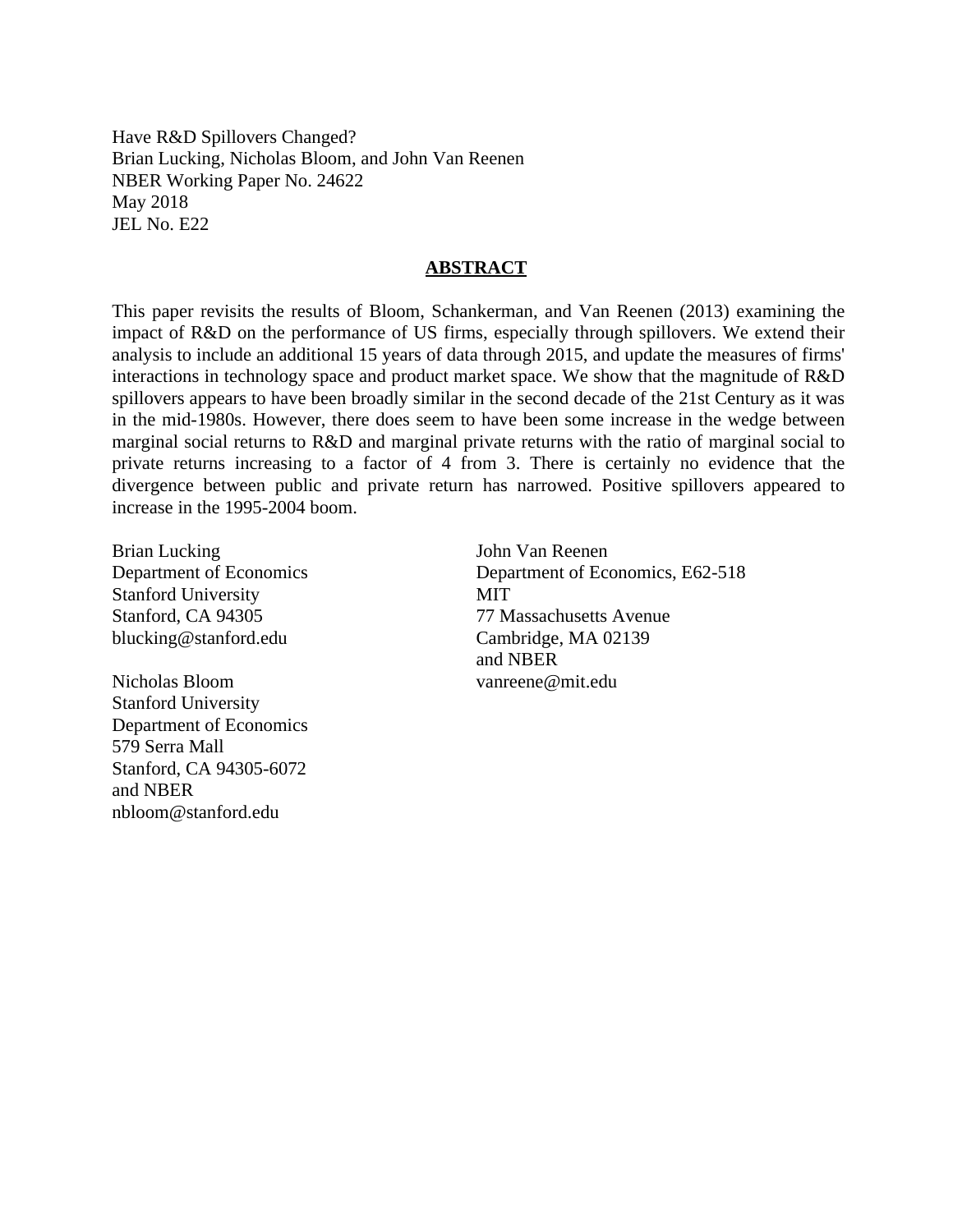Have R&D Spillovers Changed?
Brian Lucking, Nicholas Bloom, and John Van Reenen
NBER Working Paper No. 24622
May 2018
JEL No. E22

## ABSTRACT

This paper revisits the results of Bloom, Schankerman, and Van Reenen (2013) examining the impact of R&D on the performance of US firms, especially through spillovers. We extend their analysis to include an additional 15 years of data through 2015, and update the measures of firms' interactions in technology space and product market space. We show that the magnitude of R&D spillovers appears to have been broadly similar in the second decade of the 21st Century as it was in the mid-1980s. However, there does seem to have been some increase in the wedge between marginal social returns to R&D and marginal private returns with the ratio of marginal social to private returns increasing to a factor of 4 from 3. There is certainly no evidence that the divergence between public and private return has narrowed. Positive spillovers appeared to increase in the 1995-2004 boom.

Brian Lucking
Department of Economics
Stanford University
Stanford, CA 94305
blucking@stanford.edu

Nicholas Bloom
Stanford University
Department of Economics
579 Serra Mall
Stanford, CA 94305-6072
and NBER
nbloom@stanford.edu

John Van Reenen
Department of Economics, E62-518
MIT
77 Massachusetts Avenue
Cambridge, MA 02139
and NBER
vanreene@mit.edu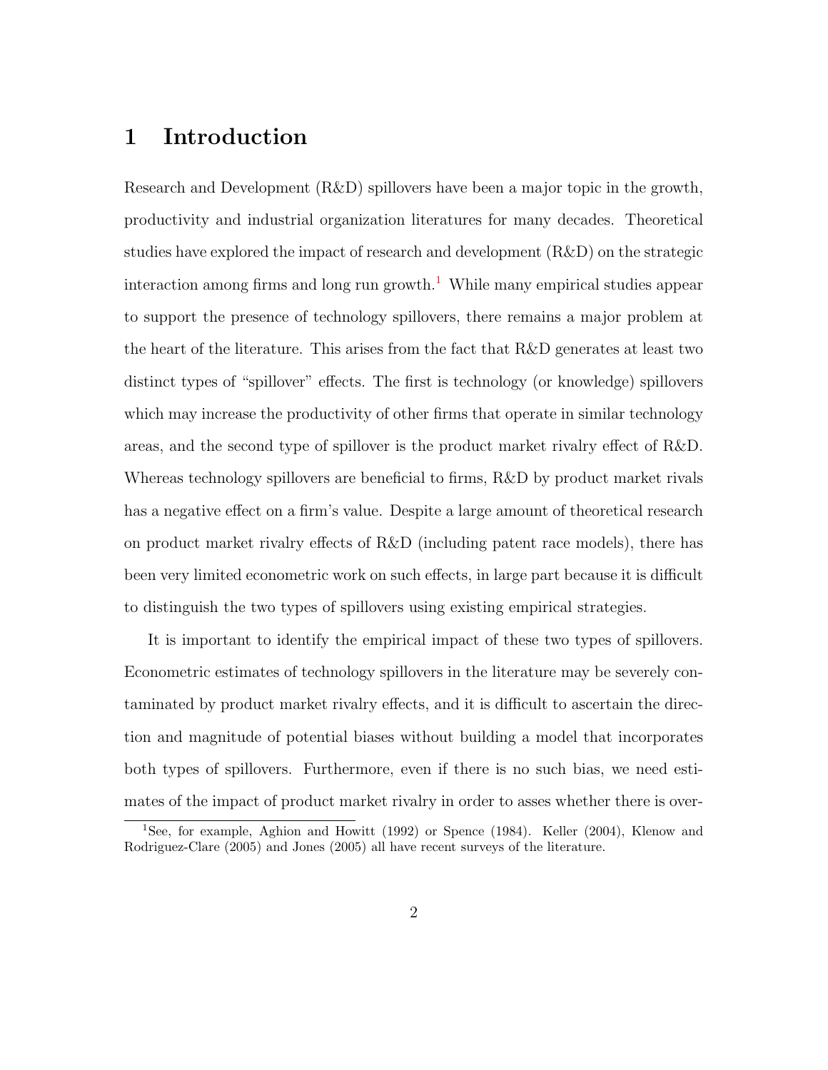# 1 Introduction

Research and Development (R&D) spillovers have been a major topic in the growth, productivity and industrial organization literatures for many decades. Theoretical studies have explored the impact of research and development (R&D) on the strategic interaction among firms and long run growth.[1] While many empirical studies appear to support the presence of technology spillovers, there remains a major problem at the heart of the literature. This arises from the fact that R&D generates at least two distinct types of "spillover" effects. The first is technology (or knowledge) spillovers which may increase the productivity of other firms that operate in similar technology areas, and the second type of spillover is the product market rivalry effect of R&D. Whereas technology spillovers are beneficial to firms, R&D by product market rivals has a negative effect on a firm's value. Despite a large amount of theoretical research on product market rivalry effects of R&D (including patent race models), there has been very limited econometric work on such effects, in large part because it is difficult to distinguish the two types of spillovers using existing empirical strategies.

It is important to identify the empirical impact of these two types of spillovers. Econometric estimates of technology spillovers in the literature may be severely contaminated by product market rivalry effects, and it is difficult to ascertain the direction and magnitude of potential biases without building a model that incorporates both types of spillovers. Furthermore, even if there is no such bias, we need estimates of the impact of product market rivalry in order to asses whether there is over-

[1] See, for example, Aghion and Howitt (1992) or Spence (1984). Keller (2004), Klenow and Rodriguez-Clare (2005) and Jones (2005) all have recent surveys of the literature.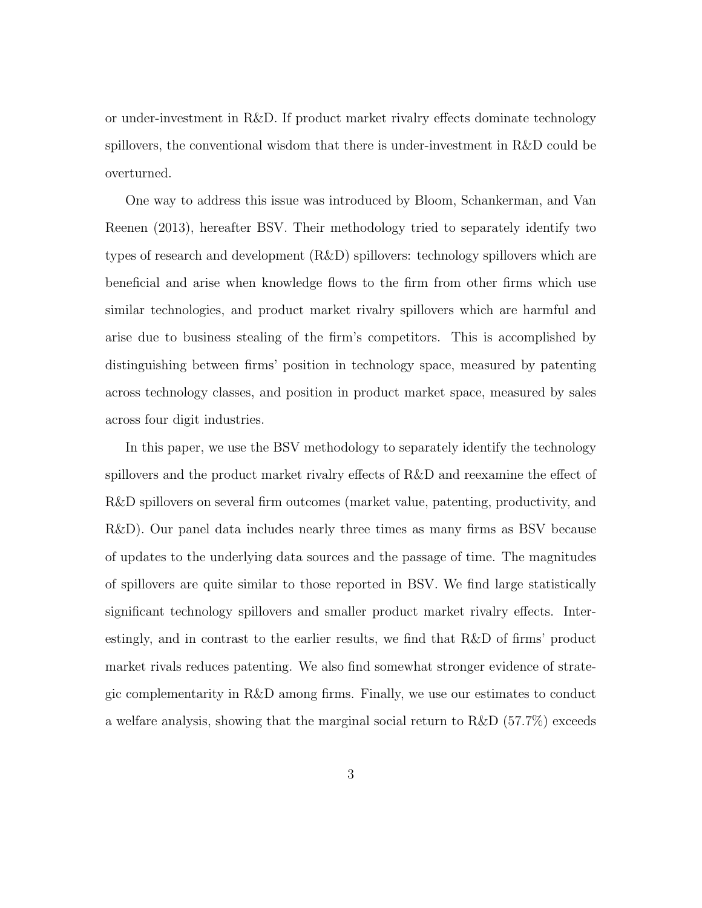or under-investment in R&D. If product market rivalry effects dominate technology spillovers, the conventional wisdom that there is under-investment in R&D could be overturned.

One way to address this issue was introduced by Bloom, Schankerman, and Van Reenen (2013), hereafter BSV. Their methodology tried to separately identify two types of research and development (R&D) spillovers: technology spillovers which are beneficial and arise when knowledge flows to the firm from other firms which use similar technologies, and product market rivalry spillovers which are harmful and arise due to business stealing of the firm's competitors. This is accomplished by distinguishing between firms' position in technology space, measured by patenting across technology classes, and position in product market space, measured by sales across four digit industries.

In this paper, we use the BSV methodology to separately identify the technology spillovers and the product market rivalry effects of R&D and reexamine the effect of R&D spillovers on several firm outcomes (market value, patenting, productivity, and R&D). Our panel data includes nearly three times as many firms as BSV because of updates to the underlying data sources and the passage of time. The magnitudes of spillovers are quite similar to those reported in BSV. We find large statistically significant technology spillovers and smaller product market rivalry effects. Interestingly, and in contrast to the earlier results, we find that R&D of firms' product market rivals reduces patenting. We also find somewhat stronger evidence of strategic complementarity in R&D among firms. Finally, we use our estimates to conduct a welfare analysis, showing that the marginal social return to R&D (57.7%) exceeds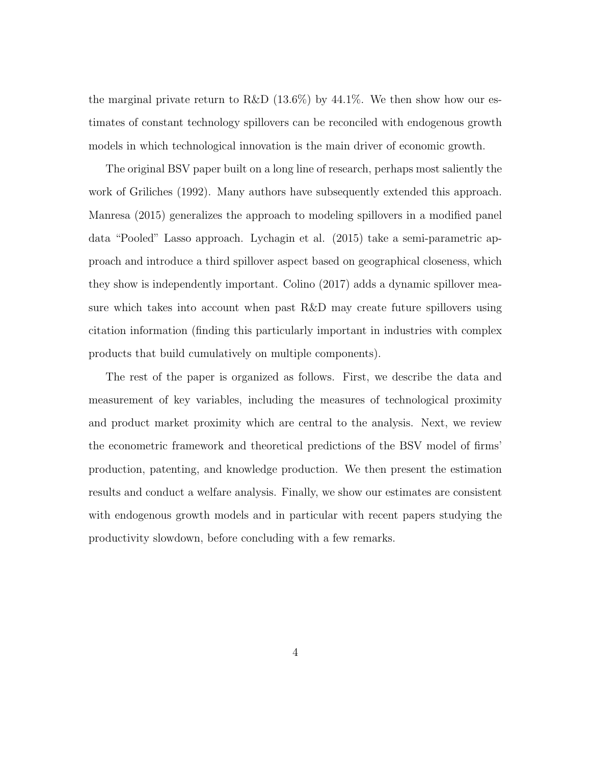the marginal private return to R&D (13.6%) by 44.1%. We then show how our estimates of constant technology spillovers can be reconciled with endogenous growth models in which technological innovation is the main driver of economic growth.

The original BSV paper built on a long line of research, perhaps most saliently the work of Griliches (1992). Many authors have subsequently extended this approach. Manresa (2015) generalizes the approach to modeling spillovers in a modified panel data "Pooled" Lasso approach. Lychagin et al. (2015) take a semi-parametric approach and introduce a third spillover aspect based on geographical closeness, which they show is independently important. Colino (2017) adds a dynamic spillover measure which takes into account when past R&D may create future spillovers using citation information (finding this particularly important in industries with complex products that build cumulatively on multiple components).

The rest of the paper is organized as follows. First, we describe the data and measurement of key variables, including the measures of technological proximity and product market proximity which are central to the analysis. Next, we review the econometric framework and theoretical predictions of the BSV model of firms' production, patenting, and knowledge production. We then present the estimation results and conduct a welfare analysis. Finally, we show our estimates are consistent with endogenous growth models and in particular with recent papers studying the productivity slowdown, before concluding with a few remarks.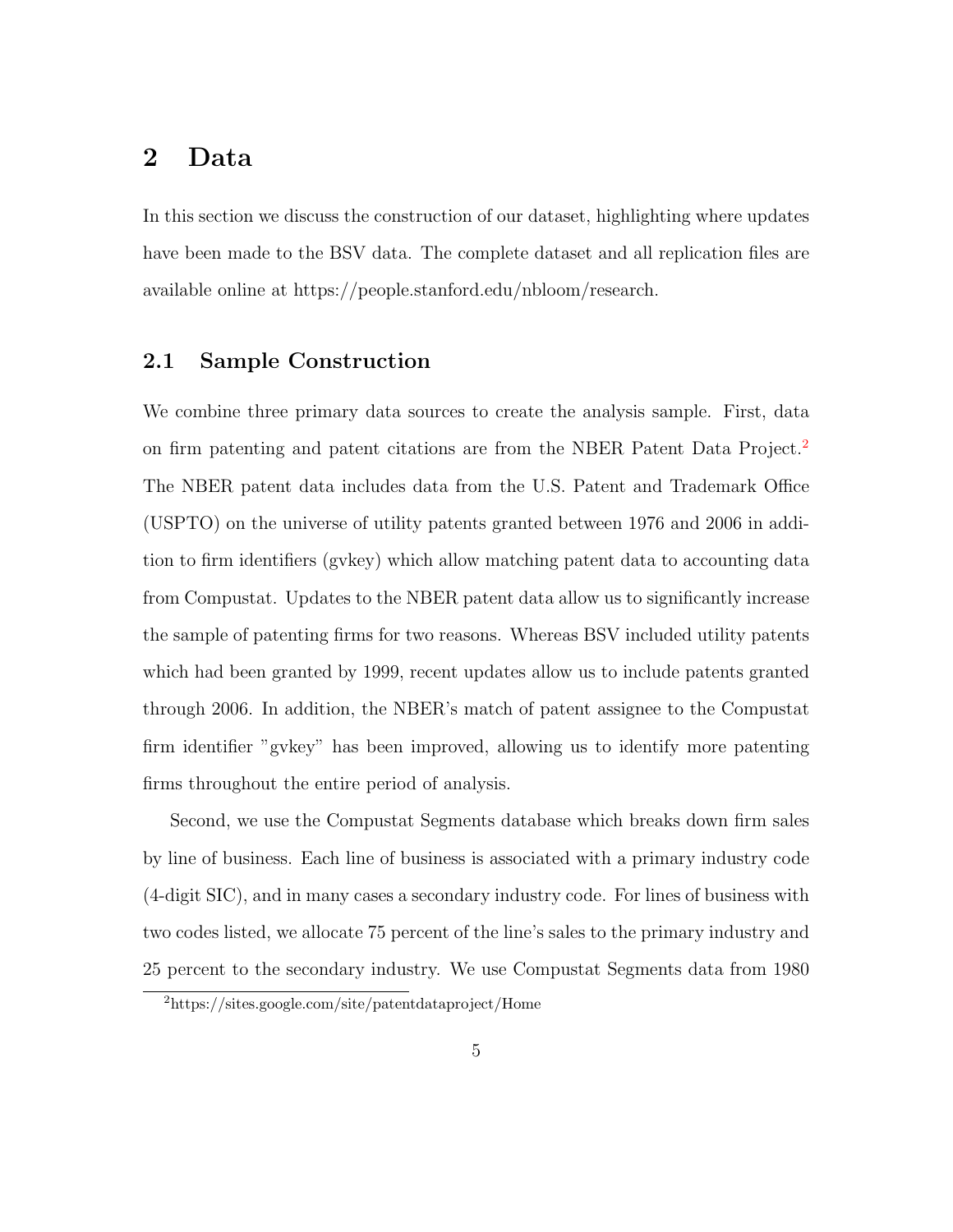## 2 Data

In this section we discuss the construction of our dataset, highlighting where updates have been made to the BSV data. The complete dataset and all replication files are available online at https://people.stanford.edu/nbloom/research.

### 2.1 Sample Construction

We combine three primary data sources to create the analysis sample. First, data on firm patenting and patent citations are from the NBER Patent Data Project.[2] The NBER patent data includes data from the U.S. Patent and Trademark Office (USPTO) on the universe of utility patents granted between 1976 and 2006 in addition to firm identifiers (gvkey) which allow matching patent data to accounting data from Compustat. Updates to the NBER patent data allow us to significantly increase the sample of patenting firms for two reasons. Whereas BSV included utility patents which had been granted by 1999, recent updates allow us to include patents granted through 2006. In addition, the NBER's match of patent assignee to the Compustat firm identifier "gvkey" has been improved, allowing us to identify more patenting firms throughout the entire period of analysis.

Second, we use the Compustat Segments database which breaks down firm sales by line of business. Each line of business is associated with a primary industry code (4-digit SIC), and in many cases a secondary industry code. For lines of business with two codes listed, we allocate 75 percent of the line's sales to the primary industry and 25 percent to the secondary industry. We use Compustat Segments data from 1980

[2] https://sites.google.com/site/patentdataproject/Home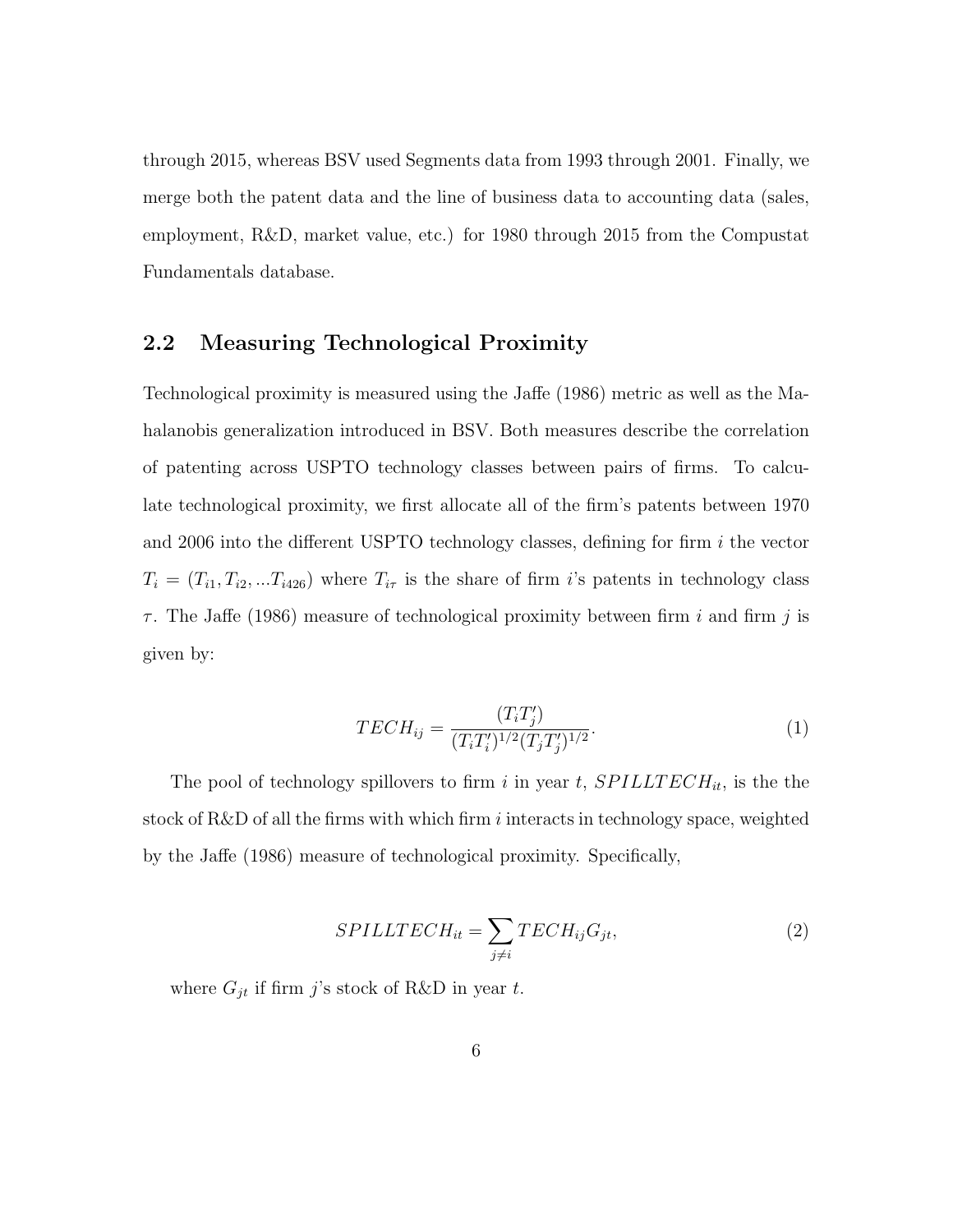through 2015, whereas BSV used Segments data from 1993 through 2001. Finally, we merge both the patent data and the line of business data to accounting data (sales, employment, R&D, market value, etc.) for 1980 through 2015 from the Compustat Fundamentals database.

## 2.2 Measuring Technological Proximity

Technological proximity is measured using the Jaffe (1986) metric as well as the Mahalanobis generalization introduced in BSV. Both measures describe the correlation of patenting across USPTO technology classes between pairs of firms. To calculate technological proximity, we first allocate all of the firm's patents between 1970 and 2006 into the different USPTO technology classes, defining for firm $i$ the vector $T_i = (T_{i1}, T_{i2}, ...T_{i426})$ where $T_{i\tau}$ is the share of firm $i$'s patents in technology class $\tau$. The Jaffe (1986) measure of technological proximity between firm $i$ and firm $j$ is given by:

$$TECH_{ij} = \frac{(T_i T_j')}{(T_i T_i')^{1/2}(T_j T_j')^{1/2}}. \tag{1}$$

The pool of technology spillovers to firm $i$ in year $t$, $SPILLTECH_{it}$, is the the stock of R&D of all the firms with which firm $i$ interacts in technology space, weighted by the Jaffe (1986) measure of technological proximity. Specifically,

$$SPILLTECH_{it} = \sum_{j \neq i} TECH_{ij} G_{jt}, \tag{2}$$

where $G_{jt}$ if firm $j$'s stock of R&D in year $t$.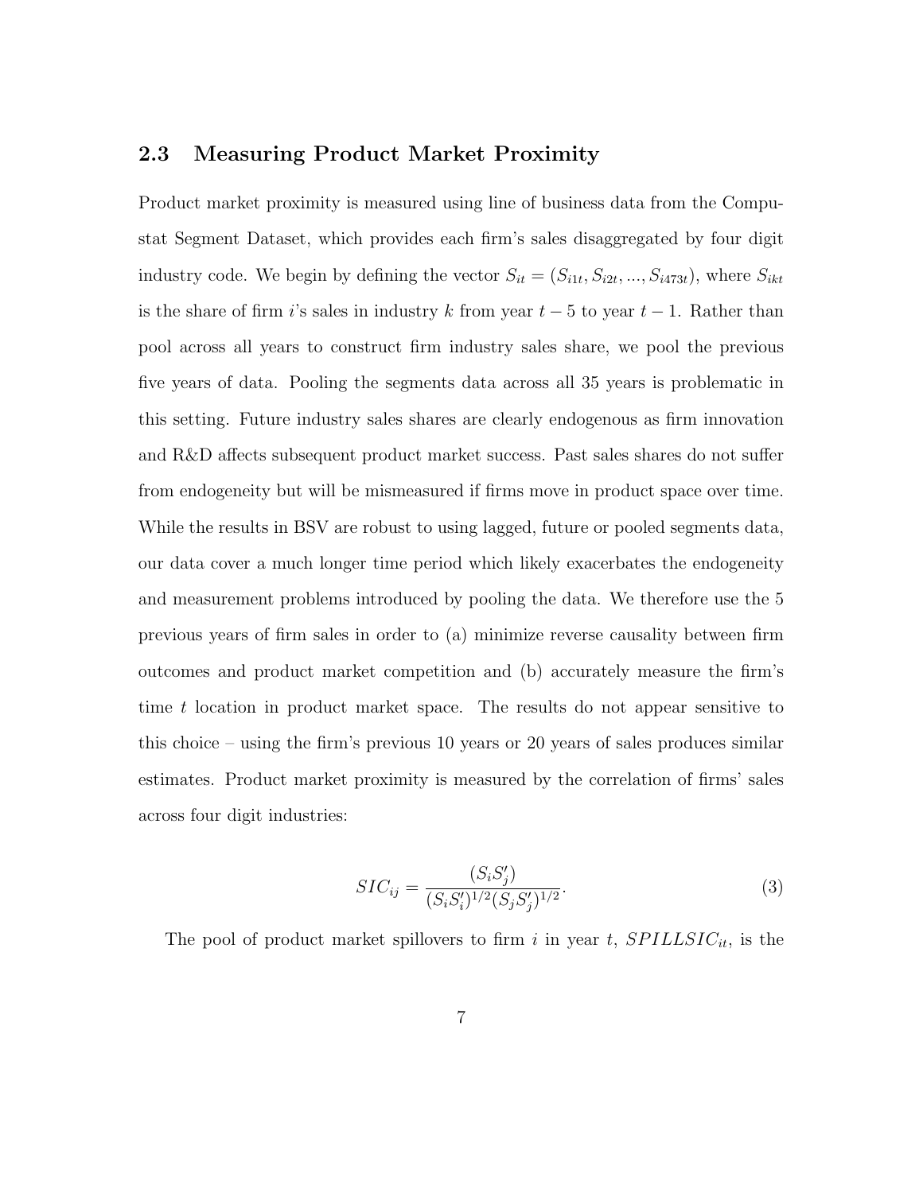## 2.3 Measuring Product Market Proximity

Product market proximity is measured using line of business data from the Compustat Segment Dataset, which provides each firm's sales disaggregated by four digit industry code. We begin by defining the vector $S_{it} = (S_{i1t}, S_{i2t}, ..., S_{i473t})$, where $S_{ikt}$ is the share of firm $i$'s sales in industry $k$ from year $t-5$ to year $t-1$. Rather than pool across all years to construct firm industry sales share, we pool the previous five years of data. Pooling the segments data across all 35 years is problematic in this setting. Future industry sales shares are clearly endogenous as firm innovation and R&D affects subsequent product market success. Past sales shares do not suffer from endogeneity but will be mismeasured if firms move in product space over time. While the results in BSV are robust to using lagged, future or pooled segments data, our data cover a much longer time period which likely exacerbates the endogeneity and measurement problems introduced by pooling the data. We therefore use the 5 previous years of firm sales in order to (a) minimize reverse causality between firm outcomes and product market competition and (b) accurately measure the firm's time $t$ location in product market space. The results do not appear sensitive to this choice – using the firm's previous 10 years or 20 years of sales produces similar estimates. Product market proximity is measured by the correlation of firms' sales across four digit industries:

$$SIC_{ij} = \frac{(S_i S_j')}{(S_i S_i')^{1/2}(S_j S_j')^{1/2}}. \tag{3}$$

The pool of product market spillovers to firm $i$ in year $t$, $SPILLSIC_{it}$, is the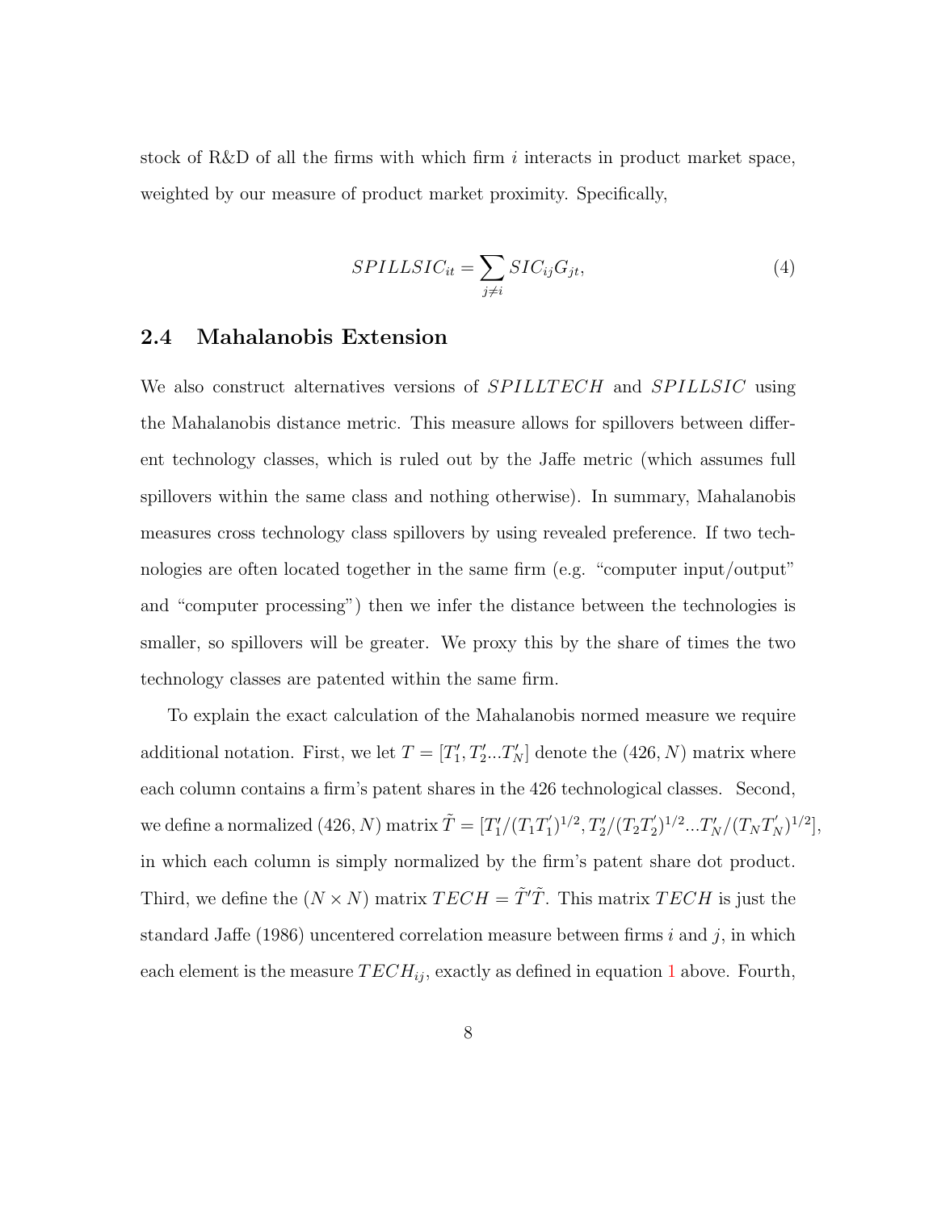stock of R&D of all the firms with which firm $i$ interacts in product market space, weighted by our measure of product market proximity. Specifically,

$$SPILLSIC_{it} = \sum_{j \neq i} SIC_{ij} G_{jt}, \tag{4}$$

## 2.4 Mahalanobis Extension

We also construct alternatives versions of $SPILLTECH$ and $SPILLSIC$ using the Mahalanobis distance metric. This measure allows for spillovers between different technology classes, which is ruled out by the Jaffe metric (which assumes full spillovers within the same class and nothing otherwise). In summary, Mahalanobis measures cross technology class spillovers by using revealed preference. If two technologies are often located together in the same firm (e.g. "computer input/output" and "computer processing") then we infer the distance between the technologies is smaller, so spillovers will be greater. We proxy this by the share of times the two technology classes are patented within the same firm.

To explain the exact calculation of the Mahalanobis normed measure we require additional notation. First, we let $T = [T_1', T_2' ... T_N']$ denote the $(426, N)$ matrix where each column contains a firm's patent shares in the 426 technological classes. Second, we define a normalized $(426, N)$ matrix $\tilde{T} = [T_1'/(T_1 T_1')^{1/2}, T_2'/(T_2 T_2')^{1/2} ... T_N'/(T_N T_N')^{1/2}]$, in which each column is simply normalized by the firm's patent share dot product. Third, we define the $(N \times N)$ matrix $TECH = \tilde{T}'\tilde{T}$. This matrix $TECH$ is just the standard Jaffe (1986) uncentered correlation measure between firms $i$ and $j$, in which each element is the measure $TECH_{ij}$, exactly as defined in equation 1 above. Fourth,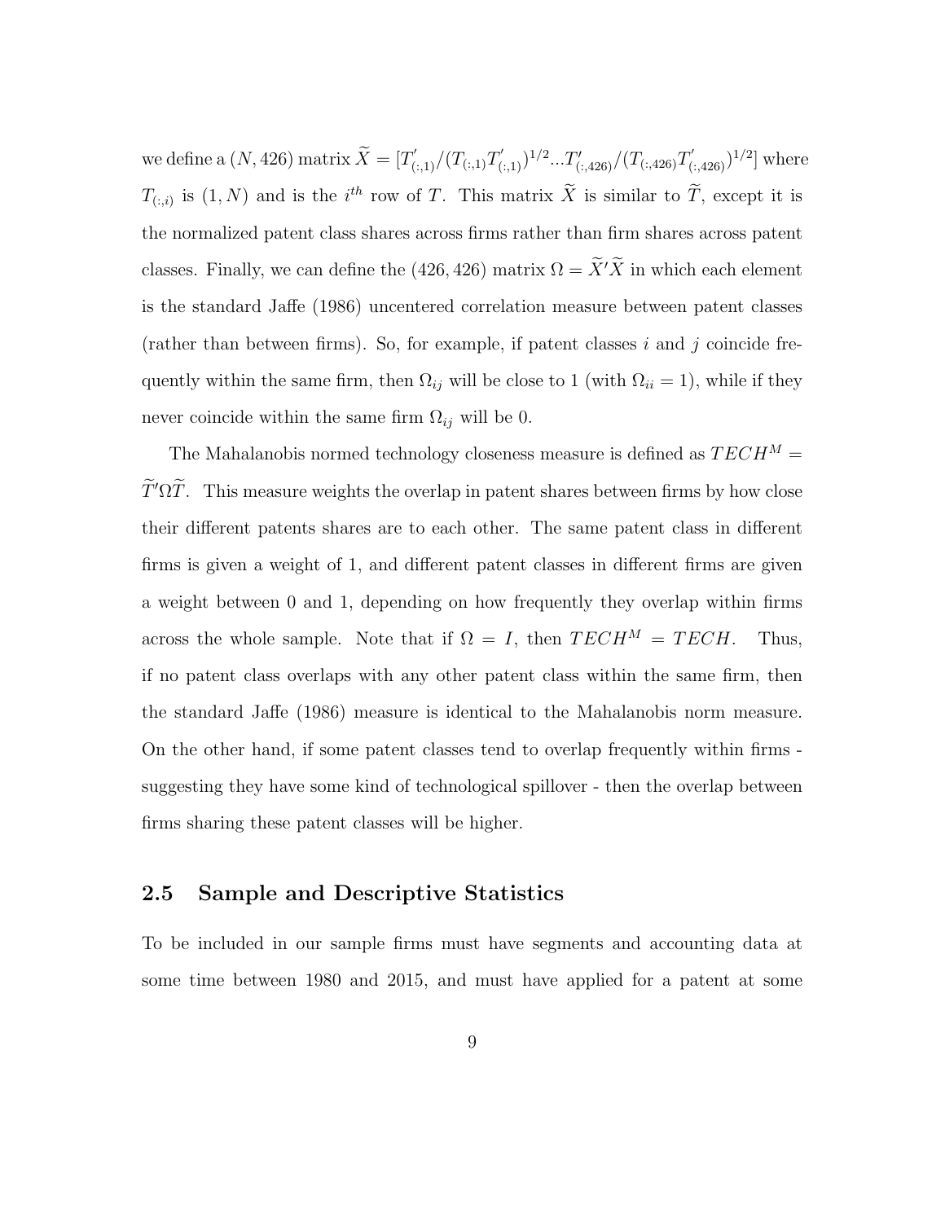we define a $(N, 426)$ matrix $\widetilde{X} = [T'_{(:,1)}/(T_{(:,1)}T'_{(:,1)})^{1/2}...T'_{(:,426)}/(T_{(:,426)}T'_{(:,426)})^{1/2}]$ where $T_{(:,i)}$ is $(1, N)$ and is the $i^{th}$ row of $T$. This matrix $\widetilde{X}$ is similar to $\widetilde{T}$, except it is the normalized patent class shares across firms rather than firm shares across patent classes. Finally, we can define the $(426, 426)$ matrix $\Omega = \widetilde{X}'\widetilde{X}$ in which each element is the standard Jaffe (1986) uncentered correlation measure between patent classes (rather than between firms). So, for example, if patent classes $i$ and $j$ coincide frequently within the same firm, then $\Omega_{ij}$ will be close to 1 (with $\Omega_{ii} = 1$), while if they never coincide within the same firm $\Omega_{ij}$ will be 0.

The Mahalanobis normed technology closeness measure is defined as $TECH^M = \widetilde{T}'\Omega\widetilde{T}$. This measure weights the overlap in patent shares between firms by how close their different patents shares are to each other. The same patent class in different firms is given a weight of 1, and different patent classes in different firms are given a weight between 0 and 1, depending on how frequently they overlap within firms across the whole sample. Note that if $\Omega = I$, then $TECH^M = TECH$. Thus, if no patent class overlaps with any other patent class within the same firm, then the standard Jaffe (1986) measure is identical to the Mahalanobis norm measure. On the other hand, if some patent classes tend to overlap frequently within firms - suggesting they have some kind of technological spillover - then the overlap between firms sharing these patent classes will be higher.

## 2.5 Sample and Descriptive Statistics

To be included in our sample firms must have segments and accounting data at some time between 1980 and 2015, and must have applied for a patent at some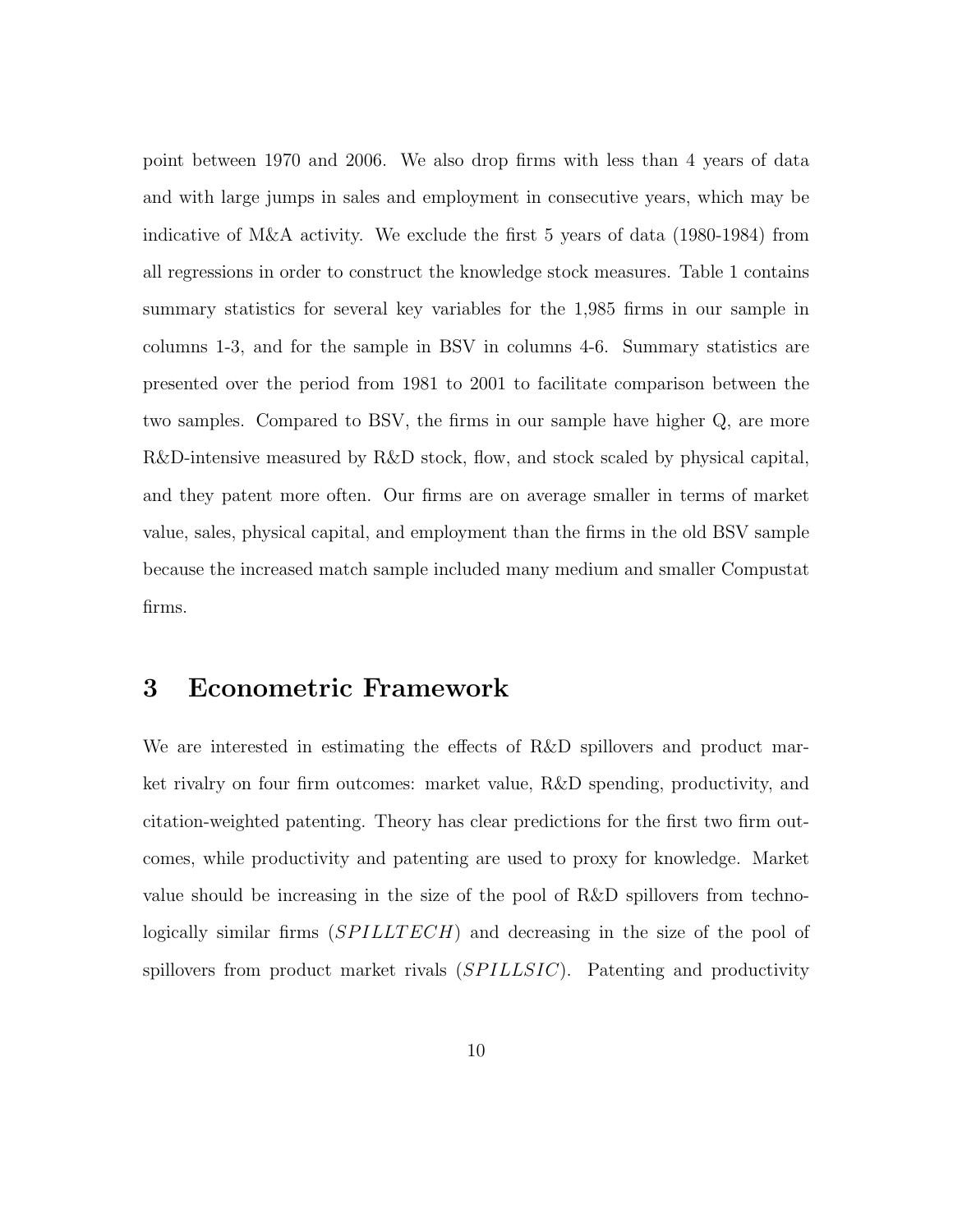point between 1970 and 2006. We also drop firms with less than 4 years of data and with large jumps in sales and employment in consecutive years, which may be indicative of M&A activity. We exclude the first 5 years of data (1980-1984) from all regressions in order to construct the knowledge stock measures. Table 1 contains summary statistics for several key variables for the 1,985 firms in our sample in columns 1-3, and for the sample in BSV in columns 4-6. Summary statistics are presented over the period from 1981 to 2001 to facilitate comparison between the two samples. Compared to BSV, the firms in our sample have higher Q, are more R&D-intensive measured by R&D stock, flow, and stock scaled by physical capital, and they patent more often. Our firms are on average smaller in terms of market value, sales, physical capital, and employment than the firms in the old BSV sample because the increased match sample included many medium and smaller Compustat firms.

# 3 Econometric Framework

We are interested in estimating the effects of R&D spillovers and product market rivalry on four firm outcomes: market value, R&D spending, productivity, and citation-weighted patenting. Theory has clear predictions for the first two firm outcomes, while productivity and patenting are used to proxy for knowledge. Market value should be increasing in the size of the pool of R&D spillovers from technologically similar firms ($SPILLTECH$) and decreasing in the size of the pool of spillovers from product market rivals ($SPILLSIC$). Patenting and productivity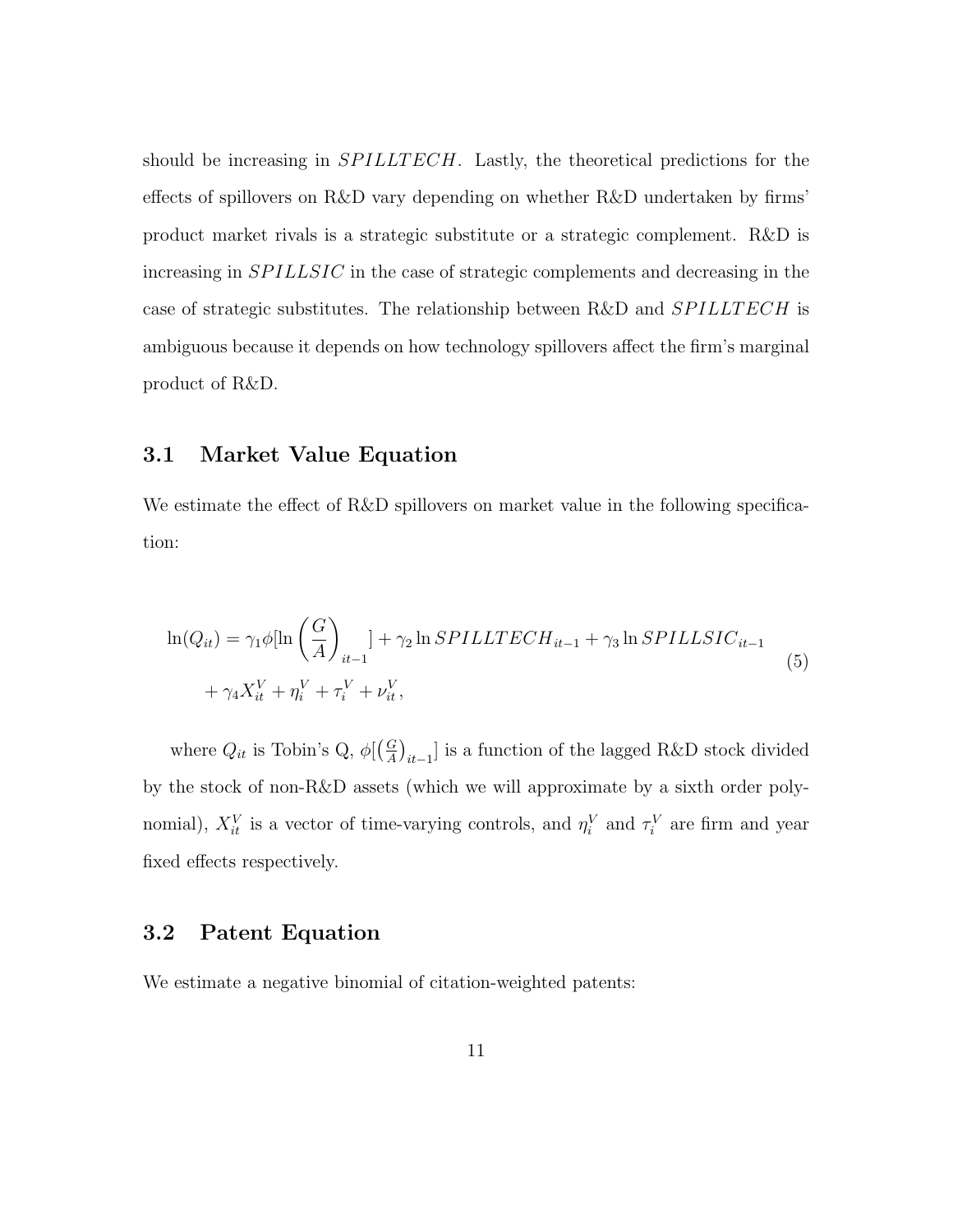should be increasing in $SPILLTECH$. Lastly, the theoretical predictions for the effects of spillovers on R&D vary depending on whether R&D undertaken by firms' product market rivals is a strategic substitute or a strategic complement. R&D is increasing in $SPILLSIC$ in the case of strategic complements and decreasing in the case of strategic substitutes. The relationship between R&D and $SPILLTECH$ is ambiguous because it depends on how technology spillovers affect the firm's marginal product of R&D.

## 3.1 Market Value Equation

We estimate the effect of R&D spillovers on market value in the following specification:

$$
\begin{aligned}
\ln(Q_{it}) = \gamma_1 \phi[\ln\left(\frac{G}{A}\right)_{it-1}] + \gamma_2 \ln SPILLTECH_{it-1} + \gamma_3 \ln SPILLSIC_{it-1} \\
+ \gamma_4 X_{it}^V + \eta_i^V + \tau_i^V + \nu_{it}^V,
\end{aligned}
\tag{5}
$$

where $Q_{it}$ is Tobin's Q, $\phi[\left(\frac{G}{A}\right)_{it-1}]$ is a function of the lagged R&D stock divided by the stock of non-R&D assets (which we will approximate by a sixth order polynomial), $X_{it}^V$ is a vector of time-varying controls, and $\eta_i^V$ and $\tau_i^V$ are firm and year fixed effects respectively.

## 3.2 Patent Equation

We estimate a negative binomial of citation-weighted patents: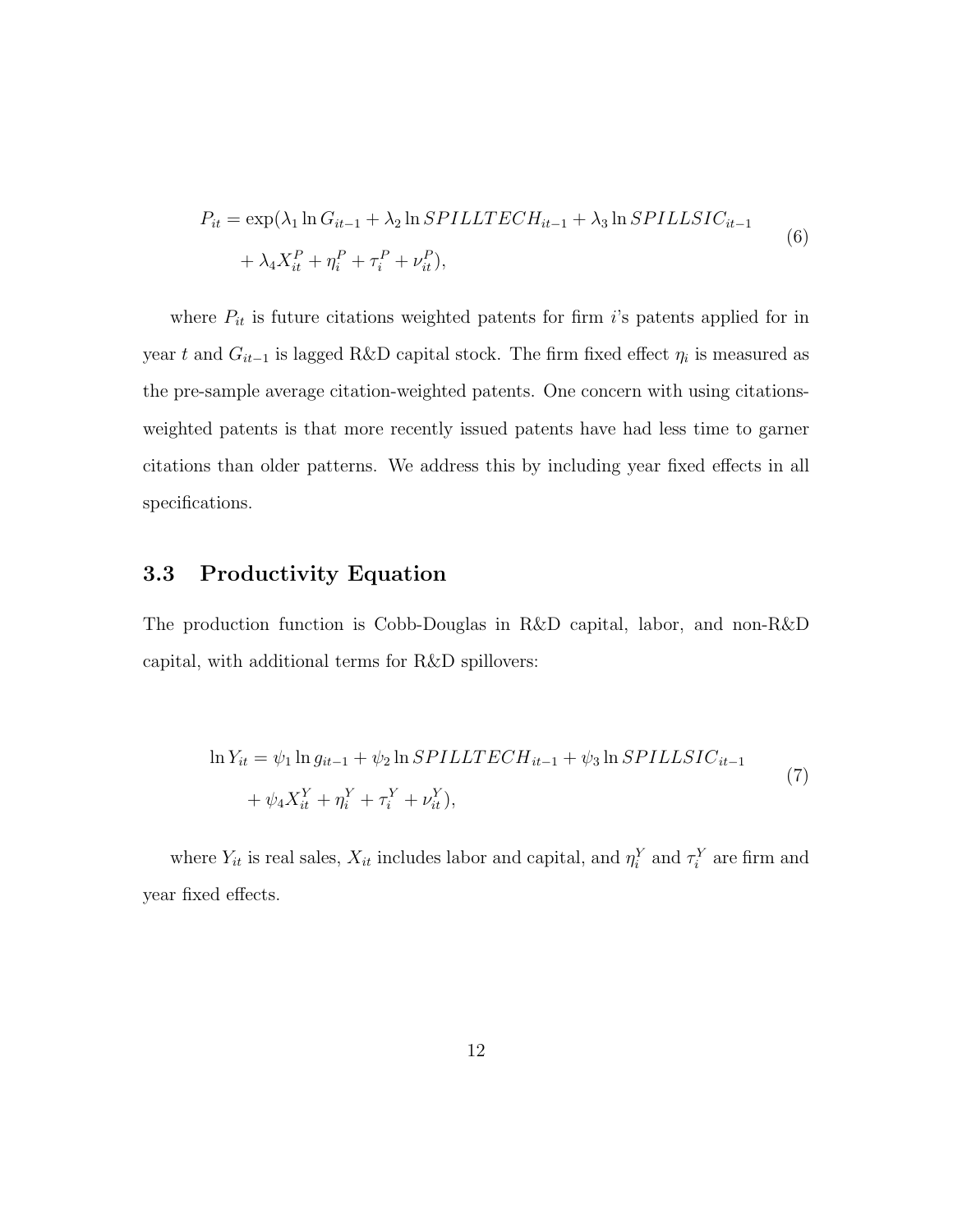$$
\begin{aligned}
P_{it} = \exp(&\lambda_1 \ln G_{it-1} + \lambda_2 \ln SPILLTECH_{it-1} + \lambda_3 \ln SPILLSIC_{it-1} \\
&+ \lambda_4 X_{it}^P + \eta_i^P + \tau_i^P + \nu_{it}^P),
\end{aligned} \tag{6}
$$

where $P_{it}$ is future citations weighted patents for firm $i$'s patents applied for in year $t$ and $G_{it-1}$ is lagged R&D capital stock. The firm fixed effect $\eta_i$ is measured as the pre-sample average citation-weighted patents. One concern with using citations-weighted patents is that more recently issued patents have had less time to garner citations than older patterns. We address this by including year fixed effects in all specifications.

## 3.3 Productivity Equation

The production function is Cobb-Douglas in R&D capital, labor, and non-R&D capital, with additional terms for R&D spillovers:

$$
\begin{aligned}
\ln Y_{it} = &\psi_1 \ln g_{it-1} + \psi_2 \ln SPILLTECH_{it-1} + \psi_3 \ln SPILLSIC_{it-1} \\
&+ \psi_4 X_{it}^Y + \eta_i^Y + \tau_i^Y + \nu_{it}^Y),
\end{aligned} \tag{7}
$$

where $Y_{it}$ is real sales, $X_{it}$ includes labor and capital, and $\eta_i^Y$ and $\tau_i^Y$ are firm and year fixed effects.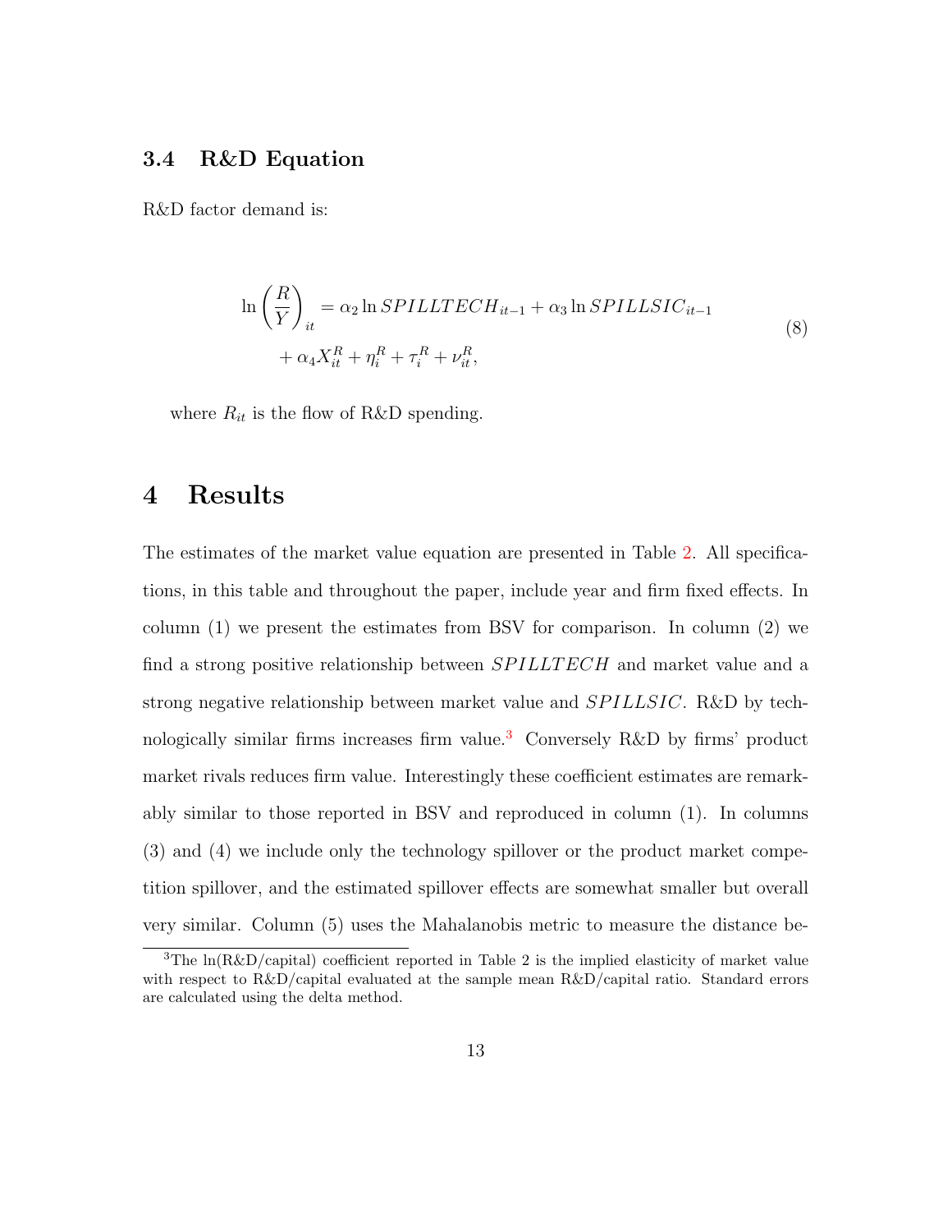### 3.4 R&D Equation

R&D factor demand is:

$$\ln\left(\frac{R}{Y}\right)_{it} = \alpha_2 \ln SPILLTECH_{it-1} + \alpha_3 \ln SPILLSIC_{it-1} + \alpha_4 X_{it}^{R} + \eta_i^{R} + \tau_i^{R} + \nu_{it}^{R}, \tag{8}$$

where $R_{it}$ is the flow of R&D spending.

## 4 Results

The estimates of the market value equation are presented in Table 2. All specifications, in this table and throughout the paper, include year and firm fixed effects. In column (1) we present the estimates from BSV for comparison. In column (2) we find a strong positive relationship between $SPILLTECH$ and market value and a strong negative relationship between market value and $SPILLSIC$. R&D by technologically similar firms increases firm value.[3] Conversely R&D by firms' product market rivals reduces firm value. Interestingly these coefficient estimates are remarkably similar to those reported in BSV and reproduced in column (1). In columns (3) and (4) we include only the technology spillover or the product market competition spillover, and the estimated spillover effects are somewhat smaller but overall very similar. Column (5) uses the Mahalanobis metric to measure the distance be-

[3] The ln(R&D/capital) coefficient reported in Table 2 is the implied elasticity of market value with respect to R&D/capital evaluated at the sample mean R&D/capital ratio. Standard errors are calculated using the delta method.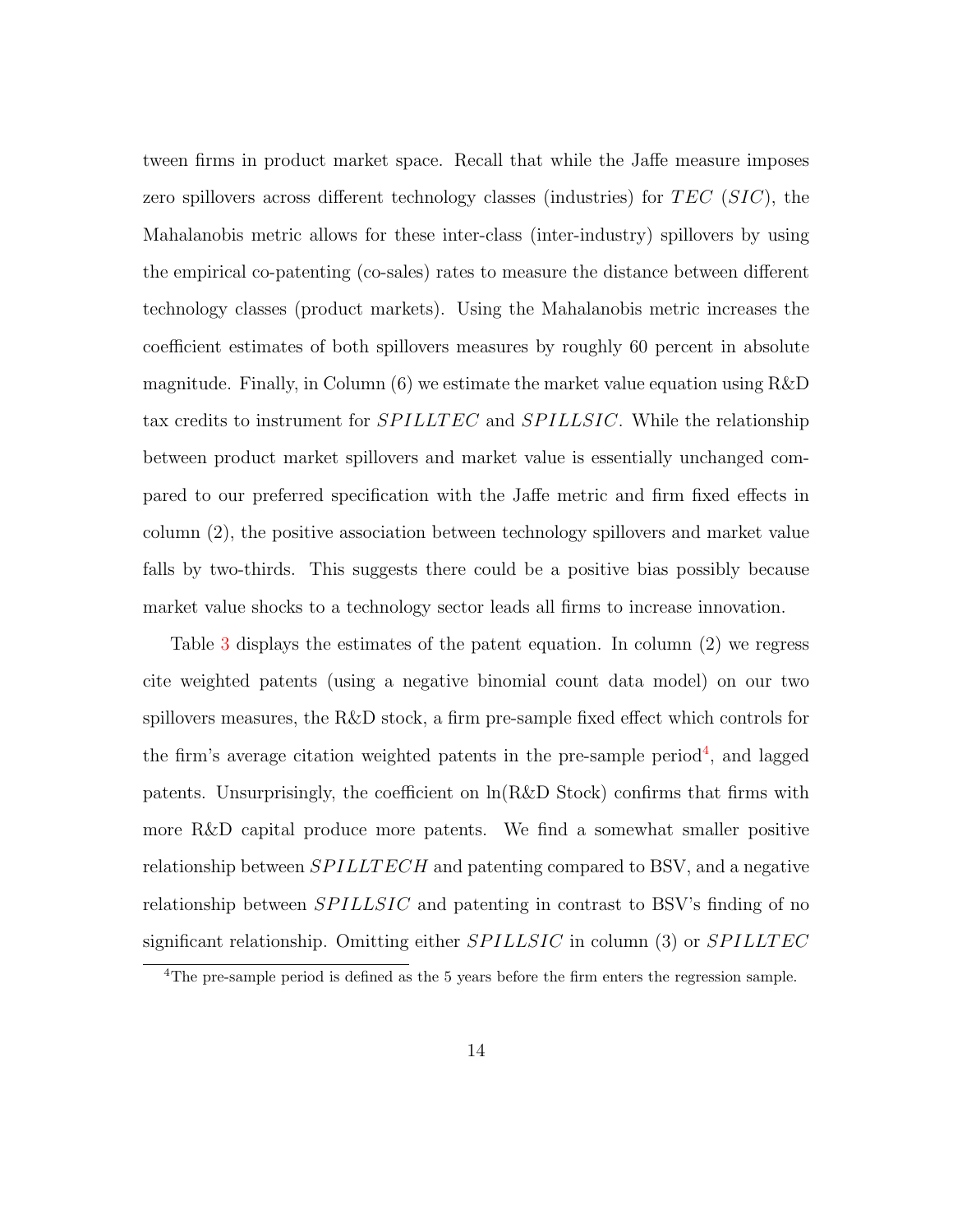tween firms in product market space. Recall that while the Jaffe measure imposes zero spillovers across different technology classes (industries) for $TEC$ ($SIC$), the Mahalanobis metric allows for these inter-class (inter-industry) spillovers by using the empirical co-patenting (co-sales) rates to measure the distance between different technology classes (product markets). Using the Mahalanobis metric increases the coefficient estimates of both spillovers measures by roughly 60 percent in absolute magnitude. Finally, in Column (6) we estimate the market value equation using R&D tax credits to instrument for $SPILLTEC$ and $SPILLSIC$. While the relationship between product market spillovers and market value is essentially unchanged compared to our preferred specification with the Jaffe metric and firm fixed effects in column (2), the positive association between technology spillovers and market value falls by two-thirds. This suggests there could be a positive bias possibly because market value shocks to a technology sector leads all firms to increase innovation.

Table 3 displays the estimates of the patent equation. In column (2) we regress cite weighted patents (using a negative binomial count data model) on our two spillovers measures, the R&D stock, a firm pre-sample fixed effect which controls for the firm's average citation weighted patents in the pre-sample period[4], and lagged patents. Unsurprisingly, the coefficient on ln(R&D Stock) confirms that firms with more R&D capital produce more patents. We find a somewhat smaller positive relationship between $SPILLTECH$ and patenting compared to BSV, and a negative relationship between $SPILLSIC$ and patenting in contrast to BSV's finding of no significant relationship. Omitting either $SPILLSIC$ in column (3) or $SPILLTEC$

[4]The pre-sample period is defined as the 5 years before the firm enters the regression sample.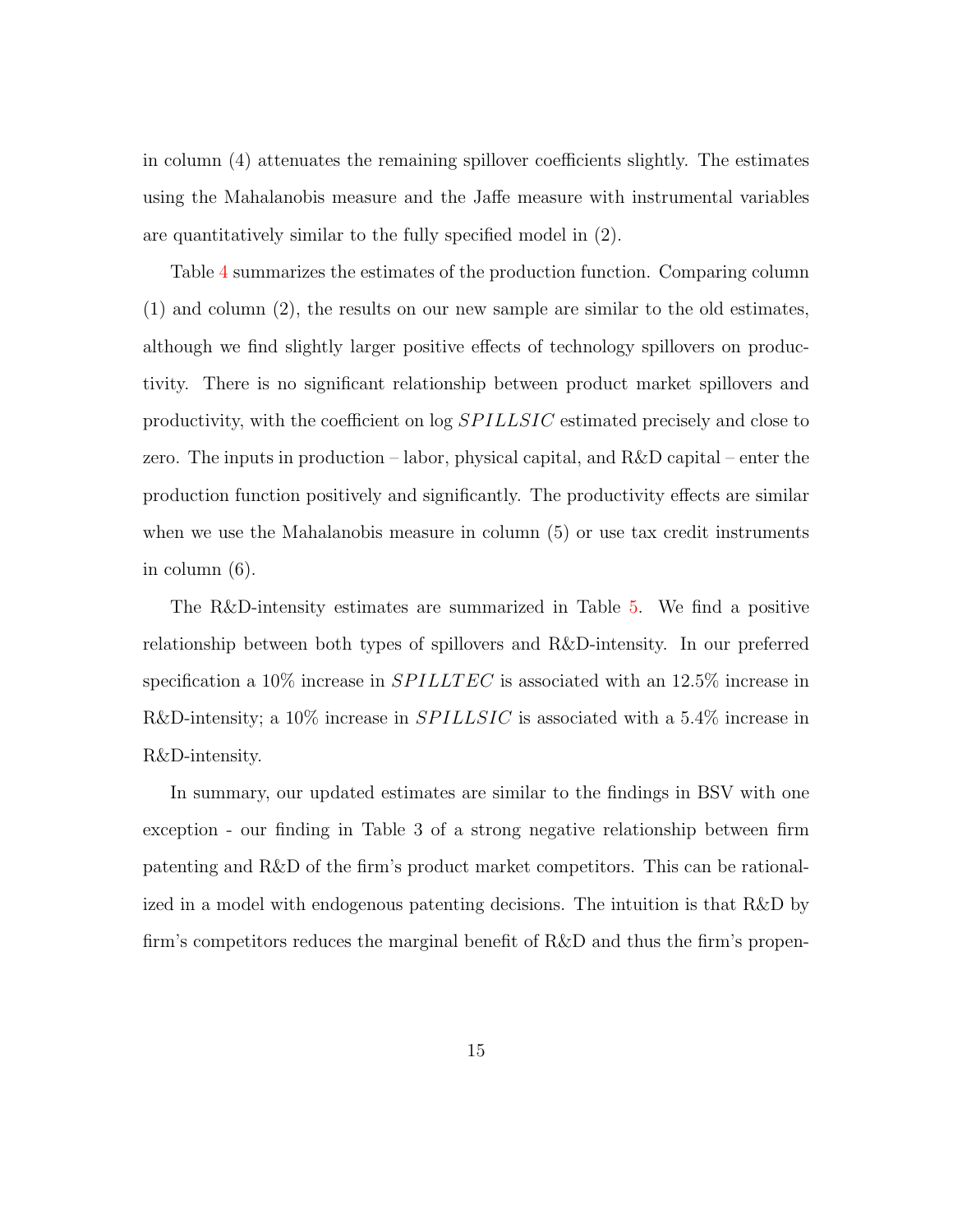in column (4) attenuates the remaining spillover coefficients slightly. The estimates using the Mahalanobis measure and the Jaffe measure with instrumental variables are quantitatively similar to the fully specified model in (2).

Table 4 summarizes the estimates of the production function. Comparing column (1) and column (2), the results on our new sample are similar to the old estimates, although we find slightly larger positive effects of technology spillovers on productivity. There is no significant relationship between product market spillovers and productivity, with the coefficient on log $SPILLSIC$ estimated precisely and close to zero. The inputs in production – labor, physical capital, and R&D capital – enter the production function positively and significantly. The productivity effects are similar when we use the Mahalanobis measure in column (5) or use tax credit instruments in column (6).

The R&D-intensity estimates are summarized in Table 5. We find a positive relationship between both types of spillovers and R&D-intensity. In our preferred specification a 10% increase in $SPILLTEC$ is associated with an 12.5% increase in R&D-intensity; a 10% increase in $SPILLSIC$ is associated with a 5.4% increase in R&D-intensity.

In summary, our updated estimates are similar to the findings in BSV with one exception - our finding in Table 3 of a strong negative relationship between firm patenting and R&D of the firm's product market competitors. This can be rationalized in a model with endogenous patenting decisions. The intuition is that R&D by firm's competitors reduces the marginal benefit of R&D and thus the firm's propen-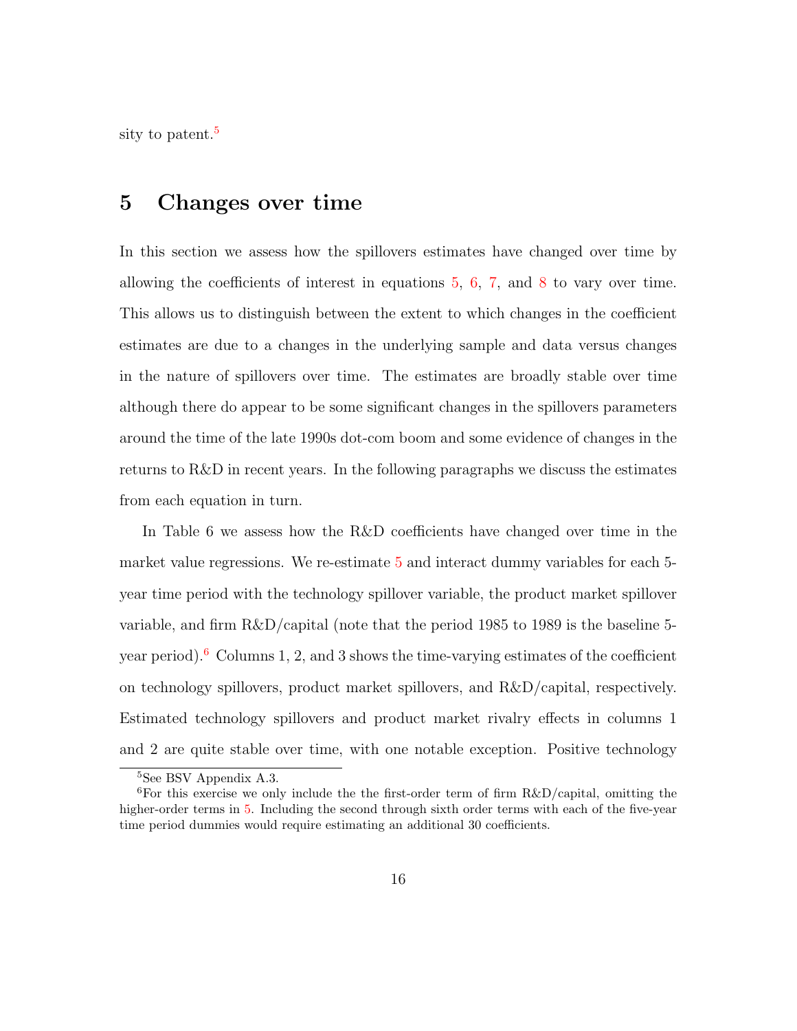sity to patent.[5]

# 5 Changes over time

In this section we assess how the spillovers estimates have changed over time by allowing the coefficients of interest in equations 5, 6, 7, and 8 to vary over time. This allows us to distinguish between the extent to which changes in the coefficient estimates are due to a changes in the underlying sample and data versus changes in the nature of spillovers over time. The estimates are broadly stable over time although there do appear to be some significant changes in the spillovers parameters around the time of the late 1990s dot-com boom and some evidence of changes in the returns to R&D in recent years. In the following paragraphs we discuss the estimates from each equation in turn.

In Table 6 we assess how the R&D coefficients have changed over time in the market value regressions. We re-estimate 5 and interact dummy variables for each 5-year time period with the technology spillover variable, the product market spillover variable, and firm R&D/capital (note that the period 1985 to 1989 is the baseline 5-year period).[6] Columns 1, 2, and 3 shows the time-varying estimates of the coefficient on technology spillovers, product market spillovers, and R&D/capital, respectively. Estimated technology spillovers and product market rivalry effects in columns 1 and 2 are quite stable over time, with one notable exception. Positive technology

[5] See BSV Appendix A.3.

[6] For this exercise we only include the the first-order term of firm R&D/capital, omitting the higher-order terms in 5. Including the second through sixth order terms with each of the five-year time period dummies would require estimating an additional 30 coefficients.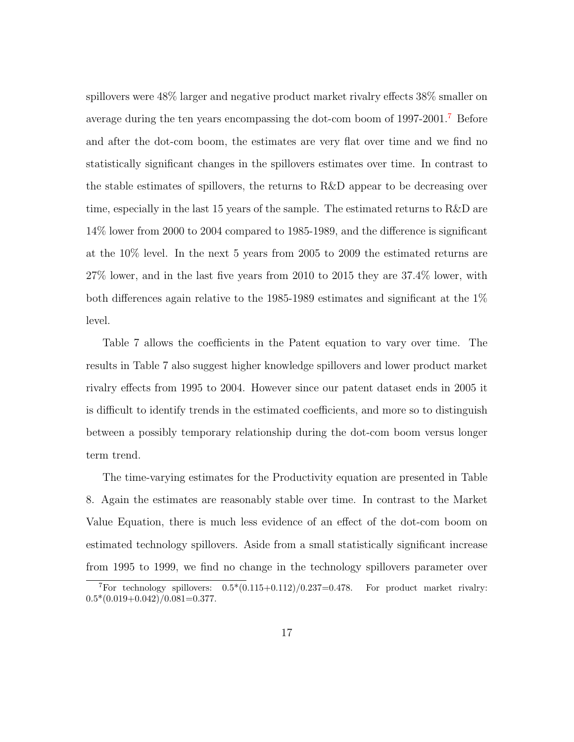spillovers were 48% larger and negative product market rivalry effects 38% smaller on average during the ten years encompassing the dot-com boom of 1997-2001.[7] Before and after the dot-com boom, the estimates are very flat over time and we find no statistically significant changes in the spillovers estimates over time. In contrast to the stable estimates of spillovers, the returns to R&D appear to be decreasing over time, especially in the last 15 years of the sample. The estimated returns to R&D are 14% lower from 2000 to 2004 compared to 1985-1989, and the difference is significant at the 10% level. In the next 5 years from 2005 to 2009 the estimated returns are 27% lower, and in the last five years from 2010 to 2015 they are 37.4% lower, with both differences again relative to the 1985-1989 estimates and significant at the 1% level.

Table 7 allows the coefficients in the Patent equation to vary over time. The results in Table 7 also suggest higher knowledge spillovers and lower product market rivalry effects from 1995 to 2004. However since our patent dataset ends in 2005 it is difficult to identify trends in the estimated coefficients, and more so to distinguish between a possibly temporary relationship during the dot-com boom versus longer term trend.

The time-varying estimates for the Productivity equation are presented in Table 8. Again the estimates are reasonably stable over time. In contrast to the Market Value Equation, there is much less evidence of an effect of the dot-com boom on estimated technology spillovers. Aside from a small statistically significant increase from 1995 to 1999, we find no change in the technology spillovers parameter over

[7] For technology spillovers: 0.5*(0.115+0.112)/0.237=0.478. For product market rivalry: 0.5*(0.019+0.042)/0.081=0.377.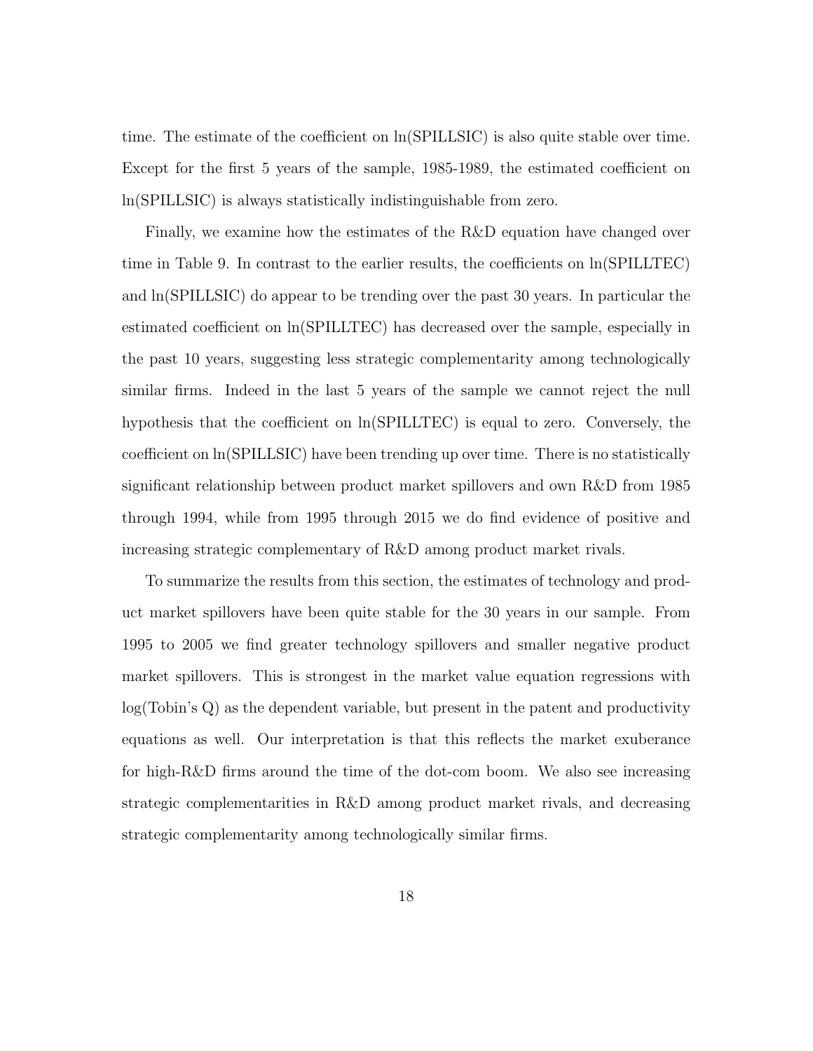time. The estimate of the coefficient on ln(SPILLSIC) is also quite stable over time. Except for the first 5 years of the sample, 1985-1989, the estimated coefficient on ln(SPILLSIC) is always statistically indistinguishable from zero.

Finally, we examine how the estimates of the R&D equation have changed over time in Table 9. In contrast to the earlier results, the coefficients on ln(SPILLTEC) and ln(SPILLSIC) do appear to be trending over the past 30 years. In particular the estimated coefficient on ln(SPILLTEC) has decreased over the sample, especially in the past 10 years, suggesting less strategic complementarity among technologically similar firms. Indeed in the last 5 years of the sample we cannot reject the null hypothesis that the coefficient on ln(SPILLTEC) is equal to zero. Conversely, the coefficient on ln(SPILLSIC) have been trending up over time. There is no statistically significant relationship between product market spillovers and own R&D from 1985 through 1994, while from 1995 through 2015 we do find evidence of positive and increasing strategic complementary of R&D among product market rivals.

To summarize the results from this section, the estimates of technology and product market spillovers have been quite stable for the 30 years in our sample. From 1995 to 2005 we find greater technology spillovers and smaller negative product market spillovers. This is strongest in the market value equation regressions with log(Tobin's Q) as the dependent variable, but present in the patent and productivity equations as well. Our interpretation is that this reflects the market exuberance for high-R&D firms around the time of the dot-com boom. We also see increasing strategic complementarities in R&D among product market rivals, and decreasing strategic complementarity among technologically similar firms.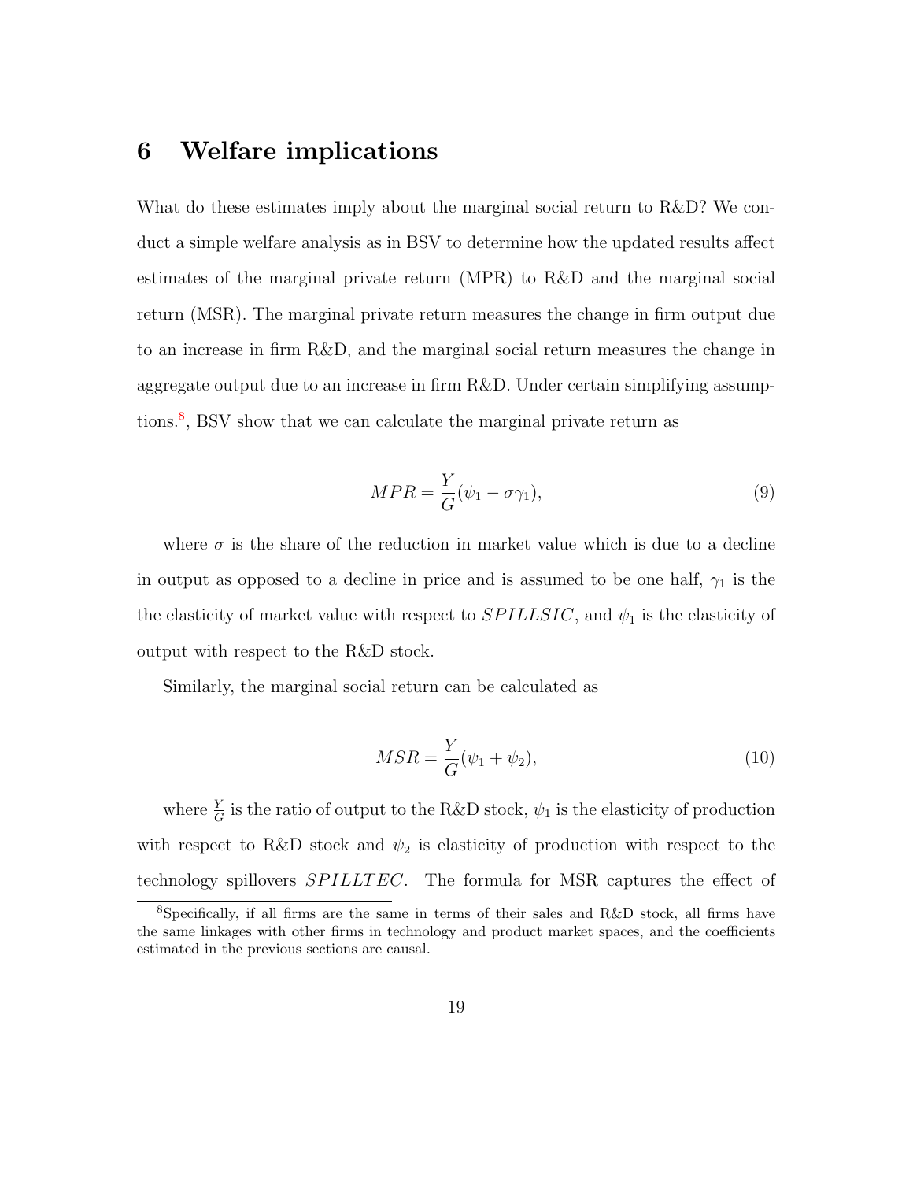# 6 Welfare implications

What do these estimates imply about the marginal social return to R&D? We conduct a simple welfare analysis as in BSV to determine how the updated results affect estimates of the marginal private return (MPR) to R&D and the marginal social return (MSR). The marginal private return measures the change in firm output due to an increase in firm R&D, and the marginal social return measures the change in aggregate output due to an increase in firm R&D. Under certain simplifying assumptions.[8], BSV show that we can calculate the marginal private return as

$$MPR = \frac{Y}{G}(\psi_1 - \sigma\gamma_1), \tag{9}$$

where $\sigma$ is the share of the reduction in market value which is due to a decline in output as opposed to a decline in price and is assumed to be one half, $\gamma_1$ is the the elasticity of market value with respect to $SPILLSIC$, and $\psi_1$ is the elasticity of output with respect to the R&D stock.

Similarly, the marginal social return can be calculated as

$$MSR = \frac{Y}{G}(\psi_1 + \psi_2), \tag{10}$$

where $\frac{Y}{G}$ is the ratio of output to the R&D stock, $\psi_1$ is the elasticity of production with respect to R&D stock and $\psi_2$ is elasticity of production with respect to the technology spillovers $SPILLTEC$. The formula for MSR captures the effect of

[8] Specifically, if all firms are the same in terms of their sales and R&D stock, all firms have the same linkages with other firms in technology and product market spaces, and the coefficients estimated in the previous sections are causal.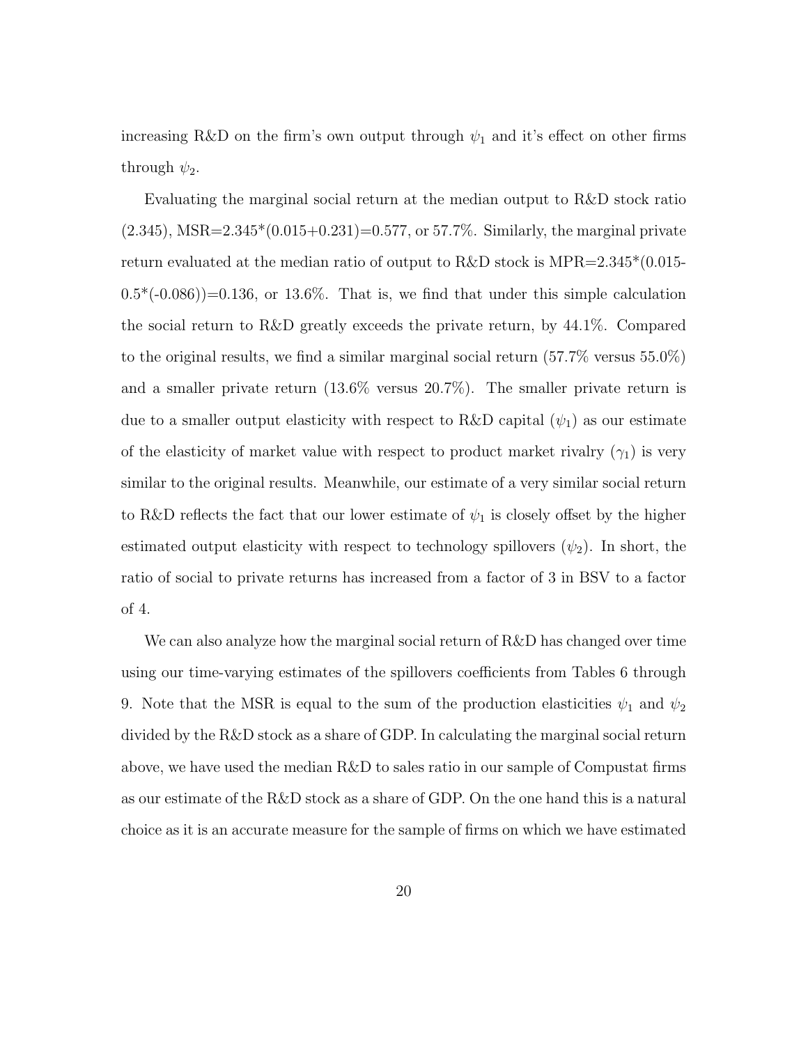increasing R&D on the firm's own output through $\psi_1$ and it's effect on other firms through $\psi_2$.

Evaluating the marginal social return at the median output to R&D stock ratio (2.345), MSR=2.345*(0.015+0.231)=0.577, or 57.7%. Similarly, the marginal private return evaluated at the median ratio of output to R&D stock is MPR=2.345*(0.015-0.5*(-0.086))=0.136, or 13.6%. That is, we find that under this simple calculation the social return to R&D greatly exceeds the private return, by 44.1%. Compared to the original results, we find a similar marginal social return (57.7% versus 55.0%) and a smaller private return (13.6% versus 20.7%). The smaller private return is due to a smaller output elasticity with respect to R&D capital ($\psi_1$) as our estimate of the elasticity of market value with respect to product market rivalry ($\gamma_1$) is very similar to the original results. Meanwhile, our estimate of a very similar social return to R&D reflects the fact that our lower estimate of $\psi_1$ is closely offset by the higher estimated output elasticity with respect to technology spillovers ($\psi_2$). In short, the ratio of social to private returns has increased from a factor of 3 in BSV to a factor of 4.

We can also analyze how the marginal social return of R&D has changed over time using our time-varying estimates of the spillovers coefficients from Tables 6 through 9. Note that the MSR is equal to the sum of the production elasticities $\psi_1$ and $\psi_2$ divided by the R&D stock as a share of GDP. In calculating the marginal social return above, we have used the median R&D to sales ratio in our sample of Compustat firms as our estimate of the R&D stock as a share of GDP. On the one hand this is a natural choice as it is an accurate measure for the sample of firms on which we have estimated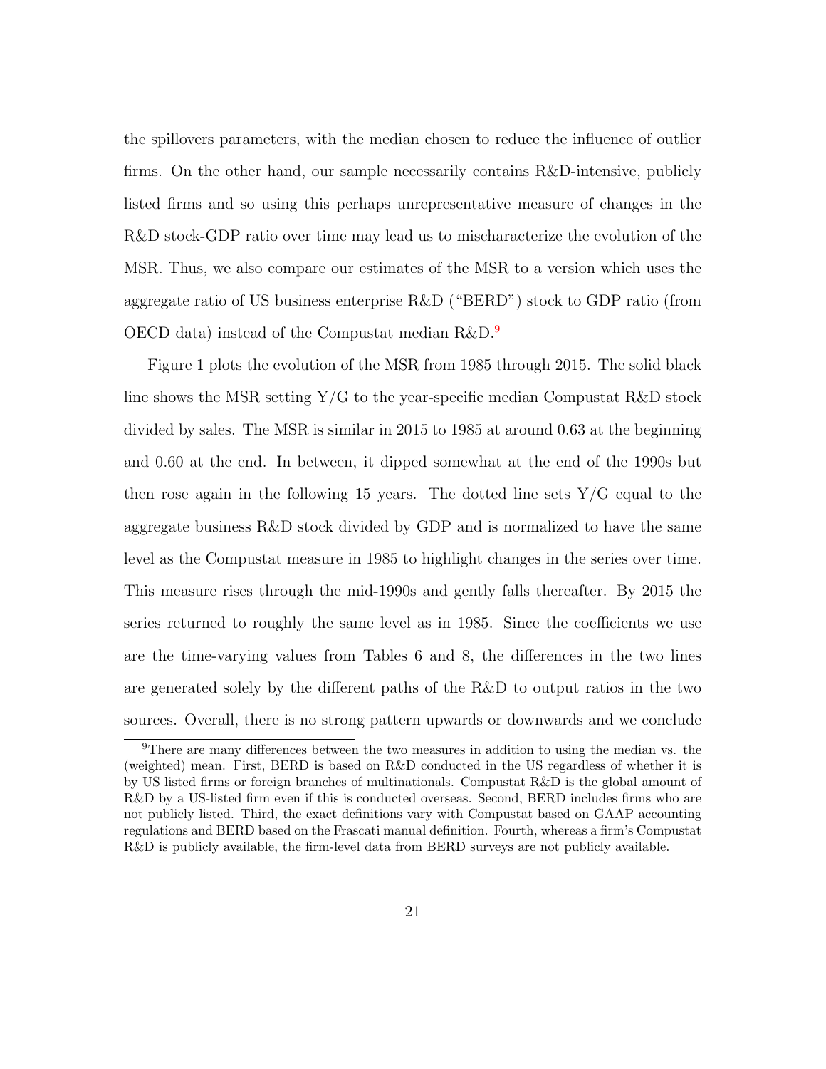the spillovers parameters, with the median chosen to reduce the influence of outlier firms. On the other hand, our sample necessarily contains R&D-intensive, publicly listed firms and so using this perhaps unrepresentative measure of changes in the R&D stock-GDP ratio over time may lead us to mischaracterize the evolution of the MSR. Thus, we also compare our estimates of the MSR to a version which uses the aggregate ratio of US business enterprise R&D ("BERD") stock to GDP ratio (from OECD data) instead of the Compustat median R&D.[9]

Figure 1 plots the evolution of the MSR from 1985 through 2015. The solid black line shows the MSR setting Y/G to the year-specific median Compustat R&D stock divided by sales. The MSR is similar in 2015 to 1985 at around 0.63 at the beginning and 0.60 at the end. In between, it dipped somewhat at the end of the 1990s but then rose again in the following 15 years. The dotted line sets Y/G equal to the aggregate business R&D stock divided by GDP and is normalized to have the same level as the Compustat measure in 1985 to highlight changes in the series over time. This measure rises through the mid-1990s and gently falls thereafter. By 2015 the series returned to roughly the same level as in 1985. Since the coefficients we use are the time-varying values from Tables 6 and 8, the differences in the two lines are generated solely by the different paths of the R&D to output ratios in the two sources. Overall, there is no strong pattern upwards or downwards and we conclude

[9] There are many differences between the two measures in addition to using the median vs. the (weighted) mean. First, BERD is based on R&D conducted in the US regardless of whether it is by US listed firms or foreign branches of multinationals. Compustat R&D is the global amount of R&D by a US-listed firm even if this is conducted overseas. Second, BERD includes firms who are not publicly listed. Third, the exact definitions vary with Compustat based on GAAP accounting regulations and BERD based on the Frascati manual definition. Fourth, whereas a firm's Compustat R&D is publicly available, the firm-level data from BERD surveys are not publicly available.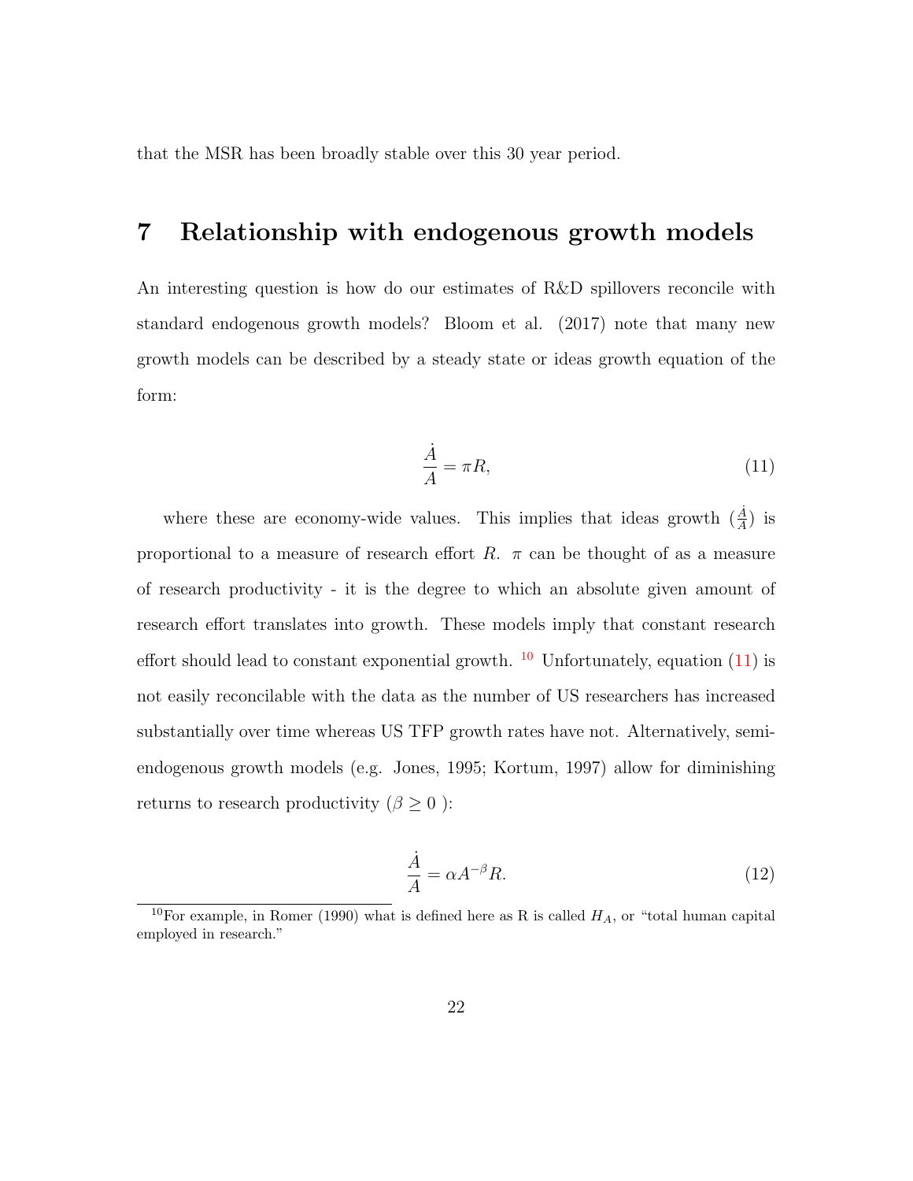that the MSR has been broadly stable over this 30 year period.

# 7 Relationship with endogenous growth models

An interesting question is how do our estimates of R&D spillovers reconcile with standard endogenous growth models? Bloom et al. (2017) note that many new growth models can be described by a steady state or ideas growth equation of the form:

$$\frac{\dot{A}}{A} = \pi R, \tag{11}$$

where these are economy-wide values. This implies that ideas growth ($\frac{\dot{A}}{A}$) is proportional to a measure of research effort $R$. $\pi$ can be thought of as a measure of research productivity - it is the degree to which an absolute given amount of research effort translates into growth. These models imply that constant research effort should lead to constant exponential growth. [10] Unfortunately, equation (11) is not easily reconcilable with the data as the number of US researchers has increased substantially over time whereas US TFP growth rates have not. Alternatively, semi-endogenous growth models (e.g. Jones, 1995; Kortum, 1997) allow for diminishing returns to research productivity ($\beta \geq 0$ ):

$$\frac{\dot{A}}{A} = \alpha A^{-\beta} R. \tag{12}$$

[10] For example, in Romer (1990) what is defined here as R is called $H_A$, or "total human capital employed in research."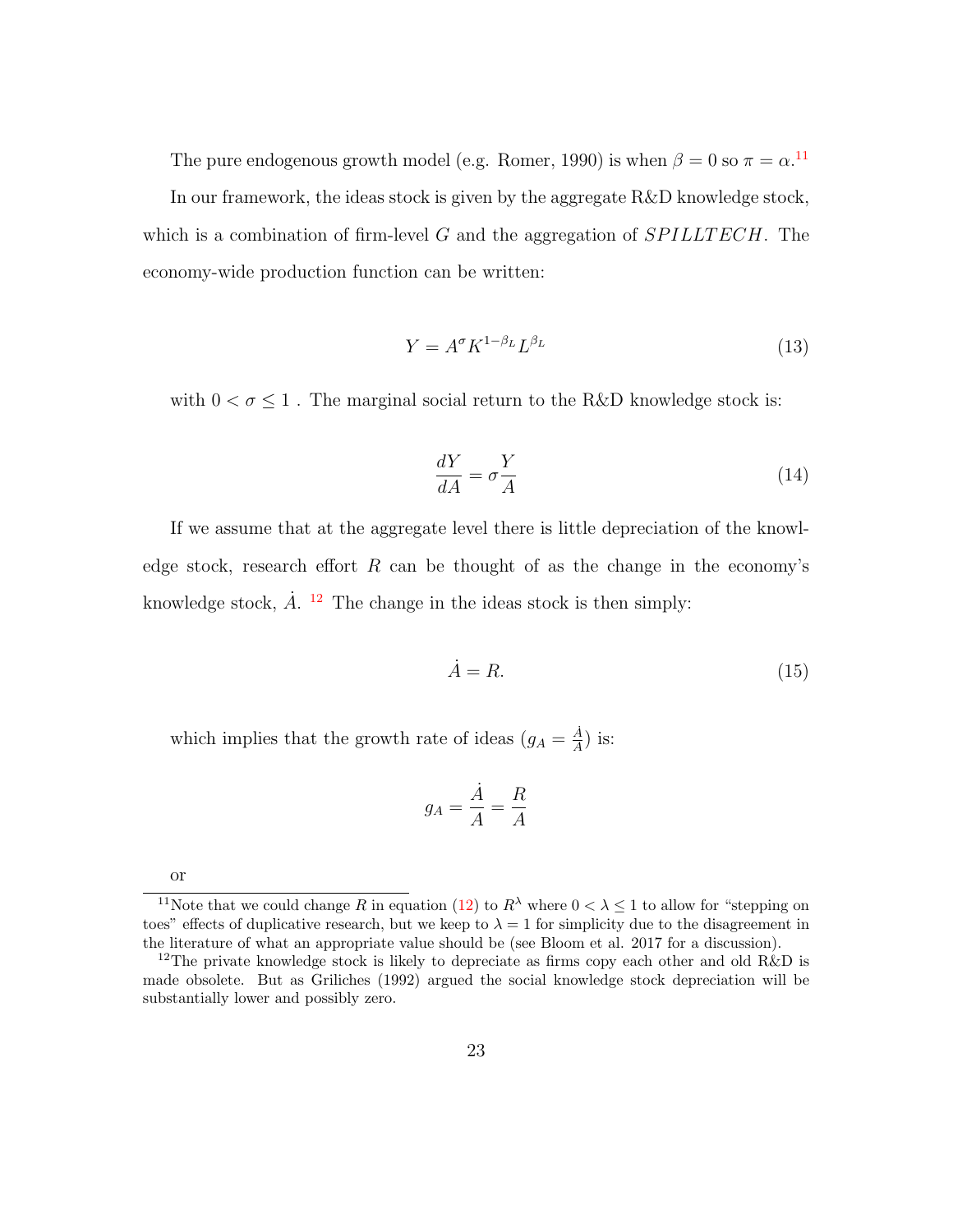The pure endogenous growth model (e.g. Romer, 1990) is when $\beta = 0$ so $\pi = \alpha$.[11]

In our framework, the ideas stock is given by the aggregate R&D knowledge stock, which is a combination of firm-level $G$ and the aggregation of $SPILLTECH$. The economy-wide production function can be written:

$$Y = A^{\sigma} K^{1-\beta_L} L^{\beta_L} \tag{13}$$

with $0 < \sigma \leq 1$ . The marginal social return to the R&D knowledge stock is:

$$\frac{dY}{dA} = \sigma \frac{Y}{A} \tag{14}$$

If we assume that at the aggregate level there is little depreciation of the knowledge stock, research effort $R$ can be thought of as the change in the economy's knowledge stock, $\dot{A}$. [12] The change in the ideas stock is then simply:

$$\dot{A} = R. \tag{15}$$

which implies that the growth rate of ideas ($g_A = \frac{\dot{A}}{A}$) is:

$$g_A = \frac{\dot{A}}{A} = \frac{R}{A}$$

or

[11] Note that we could change $R$ in equation (12) to $R^{\lambda}$ where $0 < \lambda \leq 1$ to allow for "stepping on toes" effects of duplicative research, but we keep to $\lambda = 1$ for simplicity due to the disagreement in the literature of what an appropriate value should be (see Bloom et al. 2017 for a discussion).

[12] The private knowledge stock is likely to depreciate as firms copy each other and old R&D is made obsolete. But as Griliches (1992) argued the social knowledge stock depreciation will be substantially lower and possibly zero.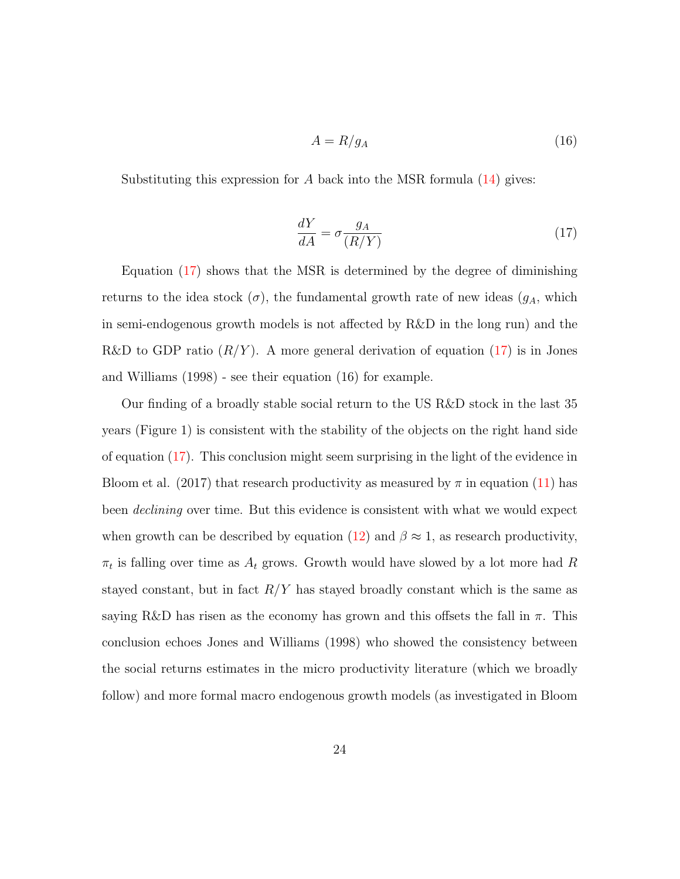$$A = R/g_A \tag{16}$$

Substituting this expression for $A$ back into the MSR formula (14) gives:

$$\frac{dY}{dA} = \sigma \frac{g_A}{(R/Y)} \tag{17}$$

Equation (17) shows that the MSR is determined by the degree of diminishing returns to the idea stock ($\sigma$), the fundamental growth rate of new ideas ($g_A$, which in semi-endogenous growth models is not affected by R&D in the long run) and the R&D to GDP ratio ($R/Y$). A more general derivation of equation (17) is in Jones and Williams (1998) - see their equation (16) for example.

Our finding of a broadly stable social return to the US R&D stock in the last 35 years (Figure 1) is consistent with the stability of the objects on the right hand side of equation (17). This conclusion might seem surprising in the light of the evidence in Bloom et al. (2017) that research productivity as measured by $\pi$ in equation (11) has been *declining* over time. But this evidence is consistent with what we would expect when growth can be described by equation (12) and $\beta \approx 1$, as research productivity, $\pi_t$ is falling over time as $A_t$ grows. Growth would have slowed by a lot more had $R$ stayed constant, but in fact $R/Y$ has stayed broadly constant which is the same as saying R&D has risen as the economy has grown and this offsets the fall in $\pi$. This conclusion echoes Jones and Williams (1998) who showed the consistency between the social returns estimates in the micro productivity literature (which we broadly follow) and more formal macro endogenous growth models (as investigated in Bloom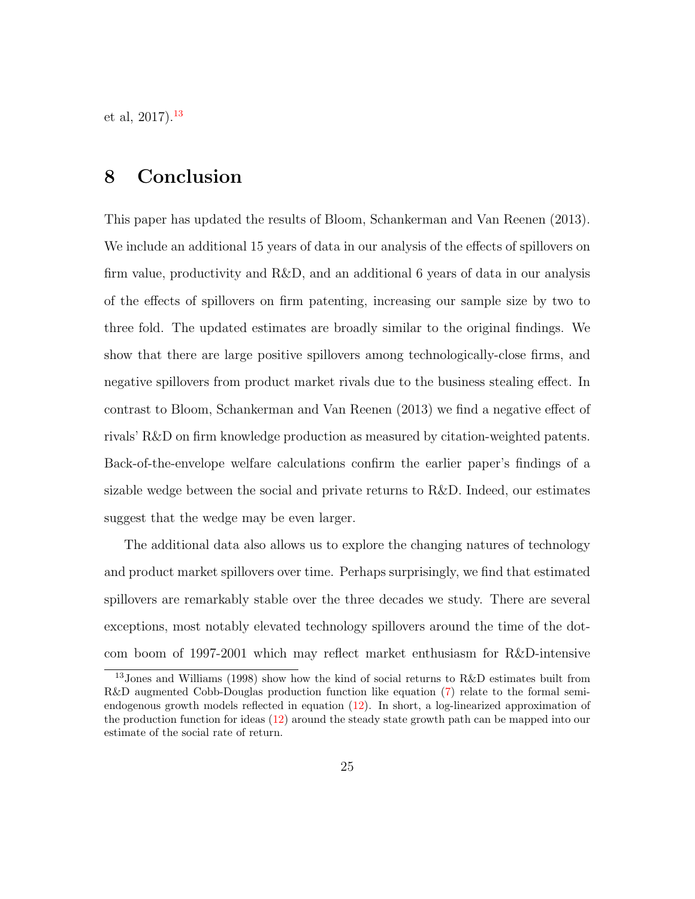et al, 2017).[13]

## 8 Conclusion

This paper has updated the results of Bloom, Schankerman and Van Reenen (2013). We include an additional 15 years of data in our analysis of the effects of spillovers on firm value, productivity and R&D, and an additional 6 years of data in our analysis of the effects of spillovers on firm patenting, increasing our sample size by two to three fold. The updated estimates are broadly similar to the original findings. We show that there are large positive spillovers among technologically-close firms, and negative spillovers from product market rivals due to the business stealing effect. In contrast to Bloom, Schankerman and Van Reenen (2013) we find a negative effect of rivals' R&D on firm knowledge production as measured by citation-weighted patents. Back-of-the-envelope welfare calculations confirm the earlier paper's findings of a sizable wedge between the social and private returns to R&D. Indeed, our estimates suggest that the wedge may be even larger.

The additional data also allows us to explore the changing natures of technology and product market spillovers over time. Perhaps surprisingly, we find that estimated spillovers are remarkably stable over the three decades we study. There are several exceptions, most notably elevated technology spillovers around the time of the dot-com boom of 1997-2001 which may reflect market enthusiasm for R&D-intensive

[13] Jones and Williams (1998) show how the kind of social returns to R&D estimates built from R&D augmented Cobb-Douglas production function like equation (7) relate to the formal semi-endogenous growth models reflected in equation (12). In short, a log-linearized approximation of the production function for ideas (12) around the steady state growth path can be mapped into our estimate of the social rate of return.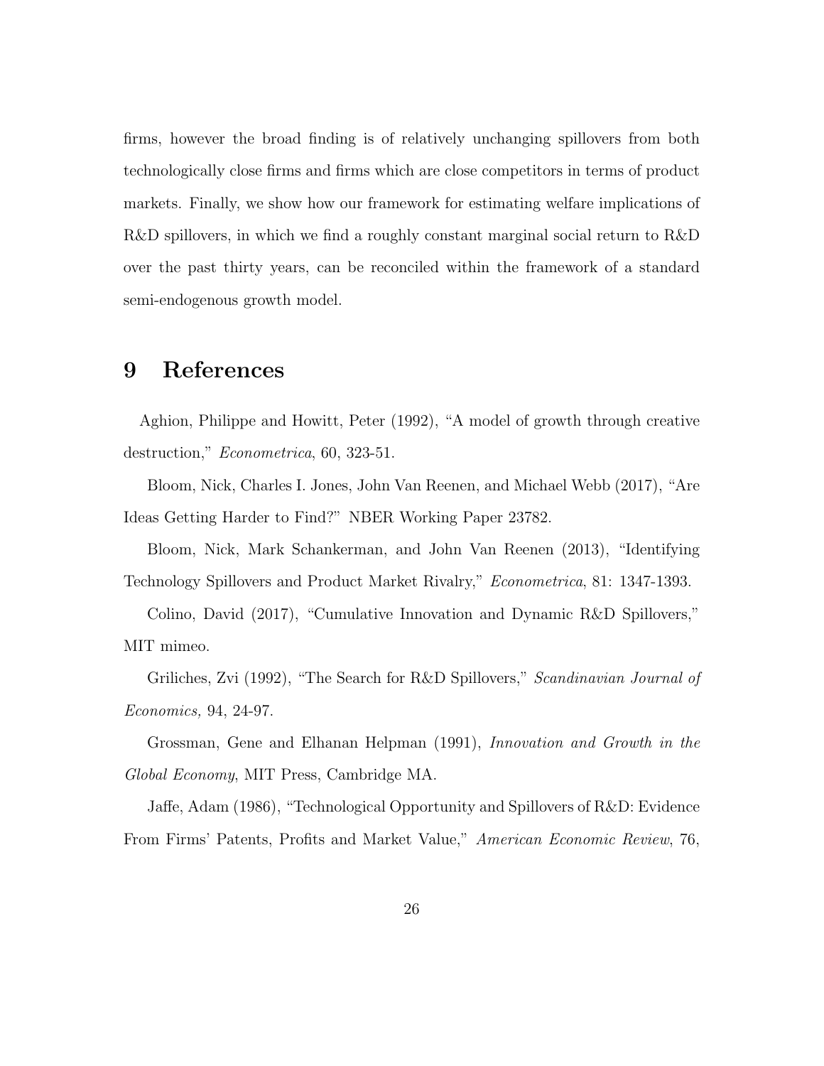firms, however the broad finding is of relatively unchanging spillovers from both technologically close firms and firms which are close competitors in terms of product markets. Finally, we show how our framework for estimating welfare implications of R&D spillovers, in which we find a roughly constant marginal social return to R&D over the past thirty years, can be reconciled within the framework of a standard semi-endogenous growth model.

# 9 References

Aghion, Philippe and Howitt, Peter (1992), "A model of growth through creative destruction," *Econometrica*, 60, 323-51.

Bloom, Nick, Charles I. Jones, John Van Reenen, and Michael Webb (2017), "Are Ideas Getting Harder to Find?" NBER Working Paper 23782.

Bloom, Nick, Mark Schankerman, and John Van Reenen (2013), "Identifying Technology Spillovers and Product Market Rivalry," *Econometrica*, 81: 1347-1393.

Colino, David (2017), "Cumulative Innovation and Dynamic R&D Spillovers," MIT mimeo.

Griliches, Zvi (1992), "The Search for R&D Spillovers," *Scandinavian Journal of Economics,* 94, 24-97.

Grossman, Gene and Elhanan Helpman (1991), *Innovation and Growth in the Global Economy*, MIT Press, Cambridge MA.

Jaffe, Adam (1986), "Technological Opportunity and Spillovers of R&D: Evidence From Firms' Patents, Profits and Market Value," *American Economic Review*, 76,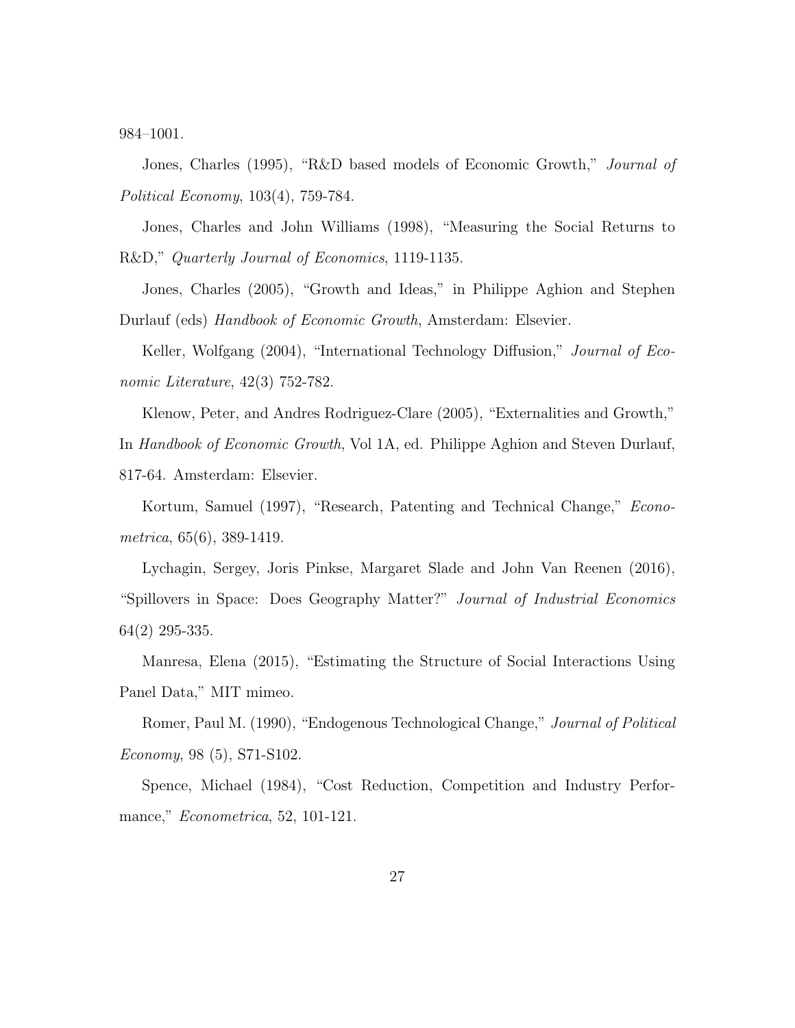984–1001.

Jones, Charles (1995), "R&D based models of Economic Growth," *Journal of Political Economy*, 103(4), 759-784.

Jones, Charles and John Williams (1998), "Measuring the Social Returns to R&D," *Quarterly Journal of Economics*, 1119-1135.

Jones, Charles (2005), "Growth and Ideas," in Philippe Aghion and Stephen Durlauf (eds) *Handbook of Economic Growth*, Amsterdam: Elsevier.

Keller, Wolfgang (2004), "International Technology Diffusion," *Journal of Economic Literature*, 42(3) 752-782.

Klenow, Peter, and Andres Rodriguez-Clare (2005), "Externalities and Growth," In *Handbook of Economic Growth*, Vol 1A, ed. Philippe Aghion and Steven Durlauf, 817-64. Amsterdam: Elsevier.

Kortum, Samuel (1997), "Research, Patenting and Technical Change," *Econometrica*, 65(6), 389-1419.

Lychagin, Sergey, Joris Pinkse, Margaret Slade and John Van Reenen (2016), "Spillovers in Space: Does Geography Matter?" *Journal of Industrial Economics* 64(2) 295-335.

Manresa, Elena (2015), "Estimating the Structure of Social Interactions Using Panel Data," MIT mimeo.

Romer, Paul M. (1990), "Endogenous Technological Change," *Journal of Political Economy*, 98 (5), S71-S102.

Spence, Michael (1984), "Cost Reduction, Competition and Industry Performance," *Econometrica*, 52, 101-121.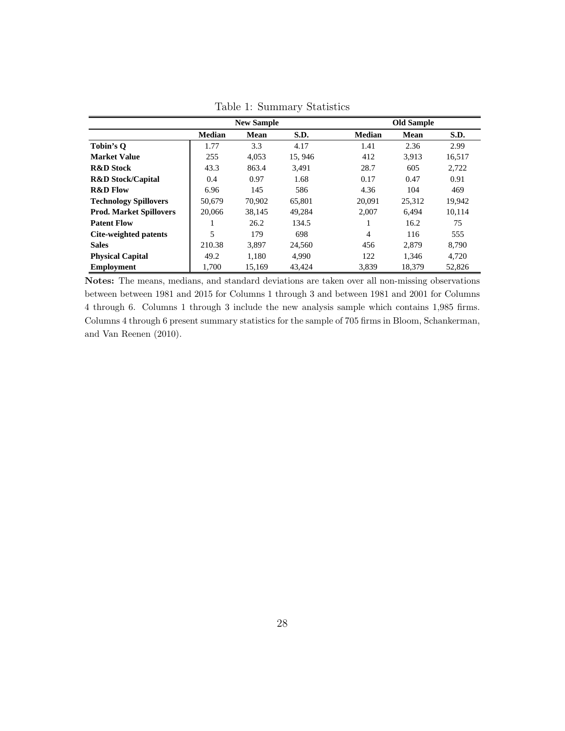Table 1: Summary Statistics

| | New Sample | | | Old Sample | | |
|---|---|---|---|---|---|---|
| | **Median** | **Mean** | **S.D.** | **Median** | **Mean** | **S.D.** |
| **Tobin's Q** | 1.77 | 3.3 | 4.17 | 1.41 | 2.36 | 2.99 |
| **Market Value** | 255 | 4,053 | 15, 946 | 412 | 3,913 | 16,517 |
| **R&D Stock** | 43.3 | 863.4 | 3,491 | 28.7 | 605 | 2,722 |
| **R&D Stock/Capital** | 0.4 | 0.97 | 1.68 | 0.17 | 0.47 | 0.91 |
| **R&D Flow** | 6.96 | 145 | 586 | 4.36 | 104 | 469 |
| **Technology Spillovers** | 50,679 | 70,902 | 65,801 | 20,091 | 25,312 | 19,942 |
| **Prod. Market Spillovers** | 20,066 | 38,145 | 49,284 | 2,007 | 6,494 | 10,114 |
| **Patent Flow** | 1 | 26.2 | 134.5 | 1 | 16.2 | 75 |
| **Cite-weighted patents** | 5 | 179 | 698 | 4 | 116 | 555 |
| **Sales** | 210.38 | 3,897 | 24,560 | 456 | 2,879 | 8,790 |
| **Physical Capital** | 49.2 | 1,180 | 4,990 | 122 | 1,346 | 4,720 |
| **Employment** | 1,700 | 15,169 | 43,424 | 3,839 | 18,379 | 52,826 |

**Notes:** The means, medians, and standard deviations are taken over all non-missing observations between between 1981 and 2015 for Columns 1 through 3 and between 1981 and 2001 for Columns 4 through 6. Columns 1 through 3 include the new analysis sample which contains 1,985 firms. Columns 4 through 6 present summary statistics for the sample of 705 firms in Bloom, Schankerman, and Van Reenen (2010).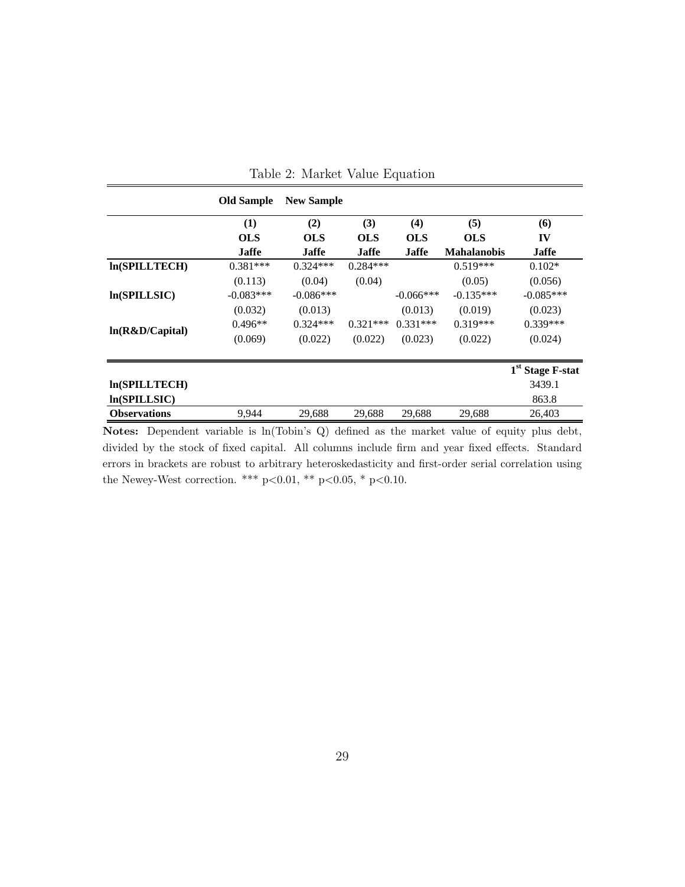Table 2: Market Value Equation

| | Old Sample | New Sample | | | | |
|---|---|---|---|---|---|---|
| | **(1)** | **(2)** | **(3)** | **(4)** | **(5)** | **(6)** |
| | **OLS** | **OLS** | **OLS** | **OLS** | **OLS** | **IV** |
| | **Jaffe** | **Jaffe** | **Jaffe** | **Jaffe** | **Mahalanobis** | **Jaffe** |
| **ln(SPILLTECH)** | 0.381*** | 0.324*** | 0.284*** | | 0.519*** | 0.102* |
| | (0.113) | (0.04) | (0.04) | | (0.05) | (0.056) |
| **ln(SPILLSIC)** | -0.083*** | -0.086*** | | -0.066*** | -0.135*** | -0.085*** |
| | (0.032) | (0.013) | | (0.013) | (0.019) | (0.023) |
| **ln(R&D/Capital)** | 0.496** | 0.324*** | 0.321*** | 0.331*** | 0.319*** | 0.339*** |
| | (0.069) | (0.022) | (0.022) | (0.023) | (0.022) | (0.024) |
| | | | | | | **1st Stage F-stat** |
| **ln(SPILLTECH)** | | | | | | 3439.1 |
| **ln(SPILLSIC)** | | | | | | 863.8 |
| **Observations** | 9,944 | 29,688 | 29,688 | 29,688 | 29,688 | 26,403 |

**Notes:** Dependent variable is ln(Tobin's Q) defined as the market value of equity plus debt, divided by the stock of fixed capital. All columns include firm and year fixed effects. Standard errors in brackets are robust to arbitrary heteroskedasticity and first-order serial correlation using the Newey-West correction. *** $p<0.01$, ** $p<0.05$, * $p<0.10$.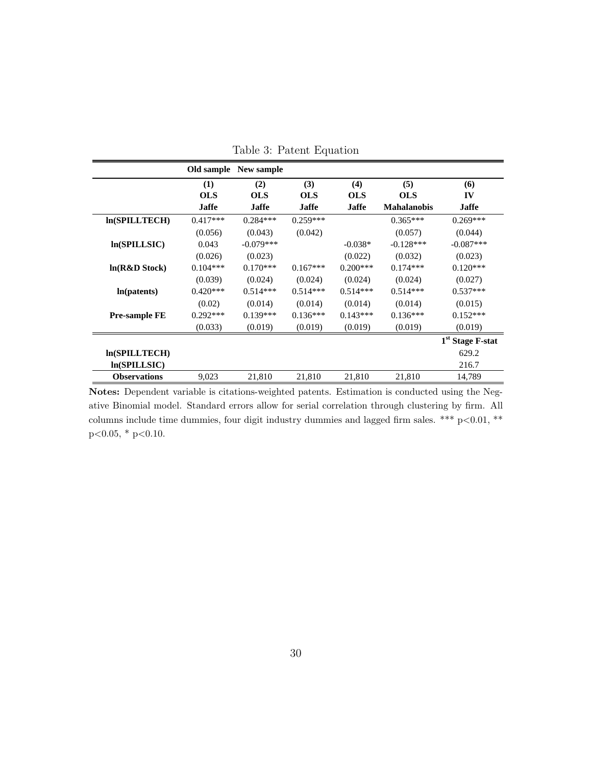Table 3: Patent Equation

| | Old sample | New sample | | | | |
|---|---|---|---|---|---|---|
| | (1) | (2) | (3) | (4) | (5) | (6) |
| | OLS | OLS | OLS | OLS | OLS | IV |
| | Jaffe | Jaffe | Jaffe | Jaffe | Mahalanobis | Jaffe |
| **ln(SPILLTECH)** | 0.417*** | 0.284*** | 0.259*** | | 0.365*** | 0.269*** |
| | (0.056) | (0.043) | (0.042) | | (0.057) | (0.044) |
| **ln(SPILLSIC)** | 0.043 | -0.079*** | | -0.038* | -0.128*** | -0.087*** |
| | (0.026) | (0.023) | | (0.022) | (0.032) | (0.023) |
| **ln(R&D Stock)** | 0.104*** | 0.170*** | 0.167*** | 0.200*** | 0.174*** | 0.120*** |
| | (0.039) | (0.024) | (0.024) | (0.024) | (0.024) | (0.027) |
| **ln(patents)** | 0.420*** | 0.514*** | 0.514*** | 0.514*** | 0.514*** | 0.537*** |
| | (0.02) | (0.014) | (0.014) | (0.014) | (0.014) | (0.015) |
| **Pre-sample FE** | 0.292*** | 0.139*** | 0.136*** | 0.143*** | 0.136*** | 0.152*** |
| | (0.033) | (0.019) | (0.019) | (0.019) | (0.019) | (0.019) |
| | | | | | | 1st Stage F-stat |
| **ln(SPILLTECH)** | | | | | | 629.2 |
| **ln(SPILLSIC)** | | | | | | 216.7 |
| **Observations** | 9,023 | 21,810 | 21,810 | 21,810 | 21,810 | 14,789 |

**Notes:** Dependent variable is citations-weighted patents. Estimation is conducted using the Negative Binomial model. Standard errors allow for serial correlation through clustering by firm. All columns include time dummies, four digit industry dummies and lagged firm sales. *** $p<0.01$, ** $p<0.05$, * $p<0.10$.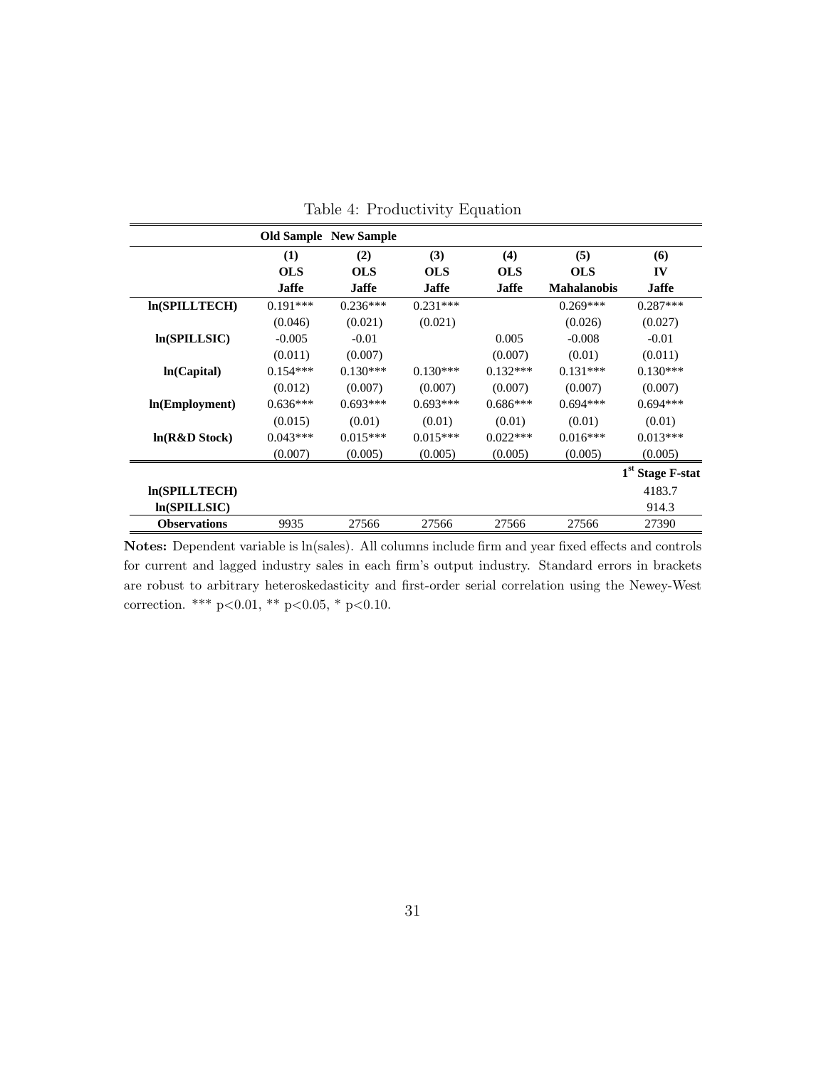Table 4: Productivity Equation

| | Old Sample | New Sample | | | | |
|---|---|---|---|---|---|---|
| | (1) | (2) | (3) | (4) | (5) | (6) |
| | OLS | OLS | OLS | OLS | OLS | IV |
| | Jaffe | Jaffe | Jaffe | Jaffe | Mahalanobis | Jaffe |
| **ln(SPILLTECH)** | 0.191*** | 0.236*** | 0.231*** | | 0.269*** | 0.287*** |
| | (0.046) | (0.021) | (0.021) | | (0.026) | (0.027) |
| **ln(SPILLSIC)** | -0.005 | -0.01 | | 0.005 | -0.008 | -0.01 |
| | (0.011) | (0.007) | | (0.007) | (0.01) | (0.011) |
| **ln(Capital)** | 0.154*** | 0.130*** | 0.130*** | 0.132*** | 0.131*** | 0.130*** |
| | (0.012) | (0.007) | (0.007) | (0.007) | (0.007) | (0.007) |
| **ln(Employment)** | 0.636*** | 0.693*** | 0.693*** | 0.686*** | 0.694*** | 0.694*** |
| | (0.015) | (0.01) | (0.01) | (0.01) | (0.01) | (0.01) |
| **ln(R&D Stock)** | 0.043*** | 0.015*** | 0.015*** | 0.022*** | 0.016*** | 0.013*** |
| | (0.007) | (0.005) | (0.005) | (0.005) | (0.005) | (0.005) |
| | | | | | | 1[st] Stage F-stat |
| **ln(SPILLTECH)** | | | | | | 4183.7 |
| **ln(SPILLSIC)** | | | | | | 914.3 |
| **Observations** | 9935 | 27566 | 27566 | 27566 | 27566 | 27390 |

**Notes:** Dependent variable is ln(sales). All columns include firm and year fixed effects and controls for current and lagged industry sales in each firm's output industry. Standard errors in brackets are robust to arbitrary heteroskedasticity and first-order serial correlation using the Newey-West correction. *** $p<0.01$, ** $p<0.05$, * $p<0.10$.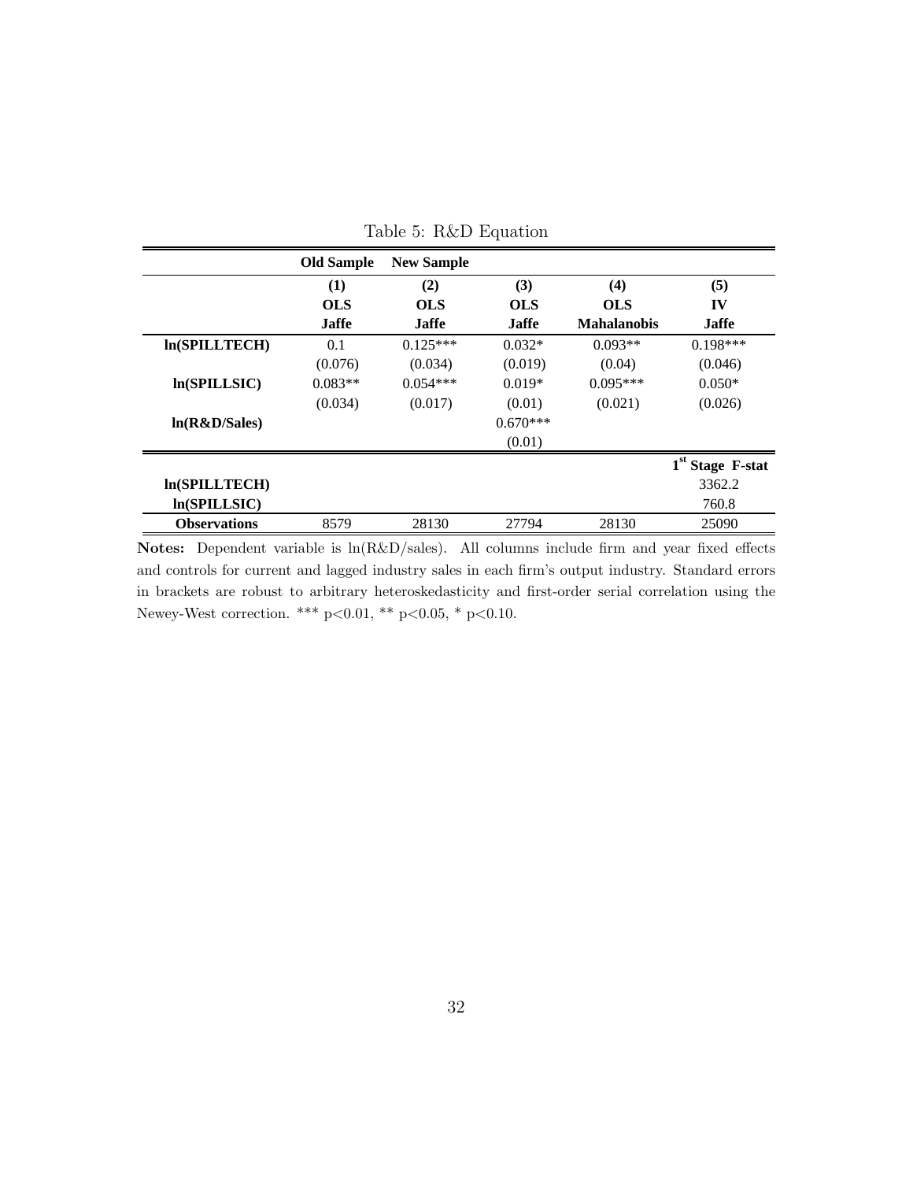Table 5: R&D Equation

| | Old Sample | New Sample | | | |
|---|---|---|---|---|---|
| | **(1)** | **(2)** | **(3)** | **(4)** | **(5)** |
| | **OLS** | **OLS** | **OLS** | **OLS** | **IV** |
| | **Jaffe** | **Jaffe** | **Jaffe** | **Mahalanobis** | **Jaffe** |
| **ln(SPILLTECH)** | 0.1 | 0.125*** | 0.032* | 0.093** | 0.198*** |
| | (0.076) | (0.034) | (0.019) | (0.04) | (0.046) |
| **ln(SPILLSIC)** | 0.083** | 0.054*** | 0.019* | 0.095*** | 0.050* |
| | (0.034) | (0.017) | (0.01) | (0.021) | (0.026) |
| **ln(R&D/Sales)** | | | 0.670*** | | |
| | | | (0.01) | | |
| | | | | | **1st Stage F-stat** |
| **ln(SPILLTECH)** | | | | | 3362.2 |
| **ln(SPILLSIC)** | | | | | 760.8 |
| **Observations** | 8579 | 28130 | 27794 | 28130 | 25090 |

**Notes:** Dependent variable is ln(R&D/sales). All columns include firm and year fixed effects and controls for current and lagged industry sales in each firm's output industry. Standard errors in brackets are robust to arbitrary heteroskedasticity and first-order serial correlation using the Newey-West correction. *** $p<0.01$, ** $p<0.05$, * $p<0.10$.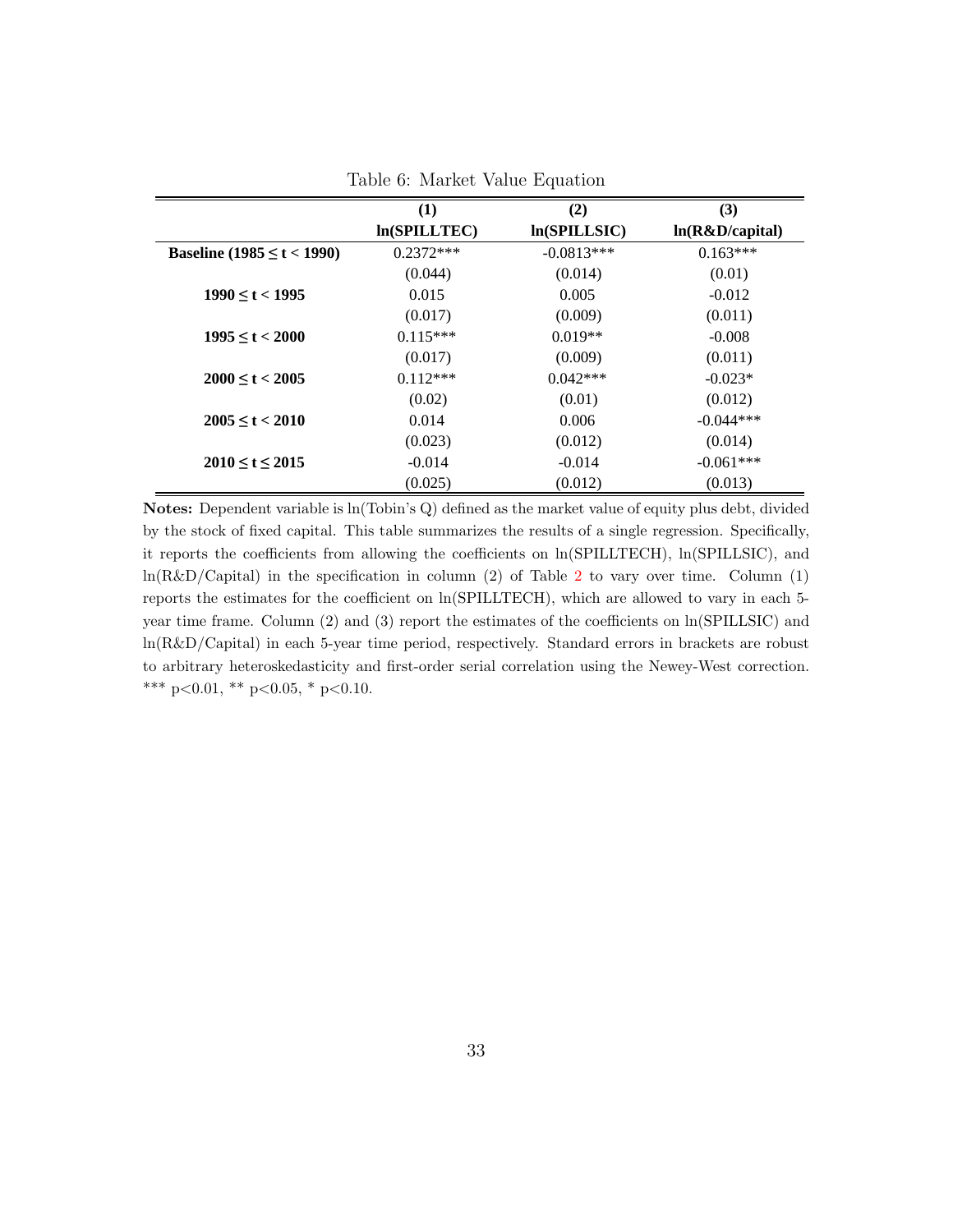Table 6: Market Value Equation

| | (1) | (2) | (3) |
|---|---|---|---|
| | **ln(SPILLTEC)** | **ln(SPILLSIC)** | **ln(R&D/capital)** |
| **Baseline (1985 ≤ t < 1990)** | 0.2372*** | -0.0813*** | 0.163*** |
| | (0.044) | (0.014) | (0.01) |
| **1990 ≤ t < 1995** | 0.015 | 0.005 | -0.012 |
| | (0.017) | (0.009) | (0.011) |
| **1995 ≤ t < 2000** | 0.115*** | 0.019** | -0.008 |
| | (0.017) | (0.009) | (0.011) |
| **2000 ≤ t < 2005** | 0.112*** | 0.042*** | -0.023* |
| | (0.02) | (0.01) | (0.012) |
| **2005 ≤ t < 2010** | 0.014 | 0.006 | -0.044*** |
| | (0.023) | (0.012) | (0.014) |
| **2010 ≤ t ≤ 2015** | -0.014 | -0.014 | -0.061*** |
| | (0.025) | (0.012) | (0.013) |

**Notes:** Dependent variable is ln(Tobin's Q) defined as the market value of equity plus debt, divided by the stock of fixed capital. This table summarizes the results of a single regression. Specifically, it reports the coefficients from allowing the coefficients on ln(SPILLTECH), ln(SPILLSIC), and ln(R&D/Capital) in the specification in column (2) of Table 2 to vary over time. Column (1) reports the estimates for the coefficient on ln(SPILLTECH), which are allowed to vary in each 5-year time frame. Column (2) and (3) report the estimates of the coefficients on ln(SPILLSIC) and ln(R&D/Capital) in each 5-year time period, respectively. Standard errors in brackets are robust to arbitrary heteroskedasticity and first-order serial correlation using the Newey-West correction. *** $p<0.01$, ** $p<0.05$, * $p<0.10$.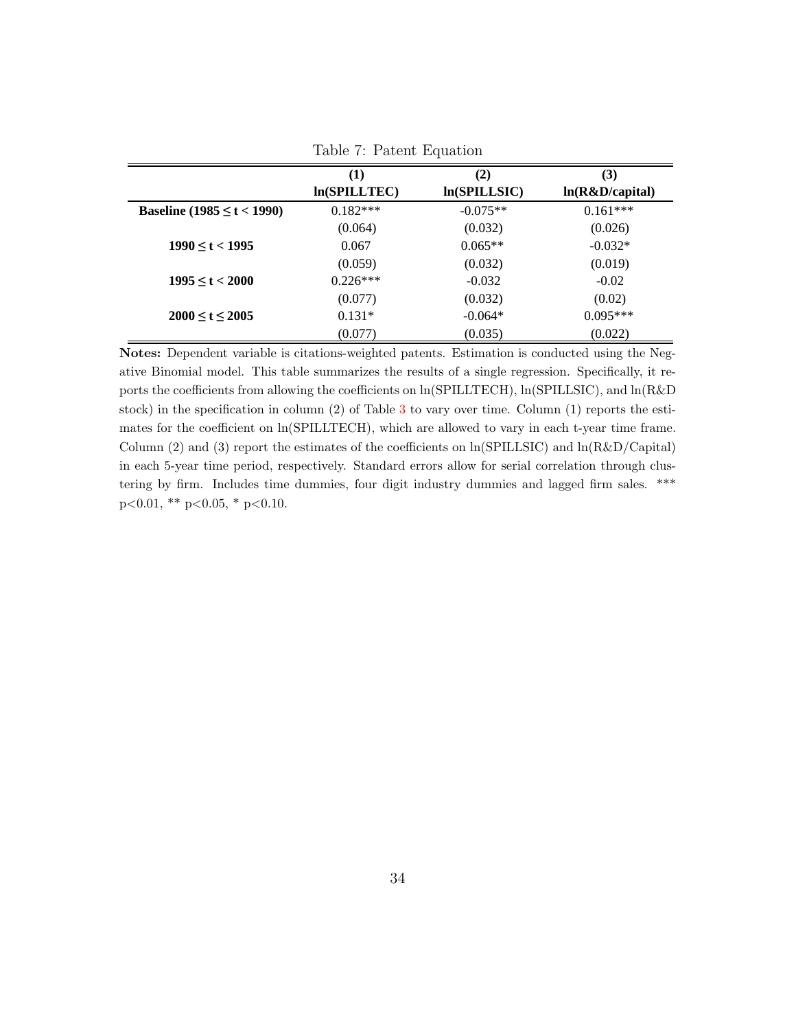Table 7: Patent Equation

| | (1) | (2) | (3) |
|---|---|---|---|
| | **ln(SPILLTEC)** | **ln(SPILLSIC)** | **ln(R&D/capital)** |
| **Baseline (1985 ≤ t < 1990)** | 0.182*** | -0.075** | 0.161*** |
| | (0.064) | (0.032) | (0.026) |
| **1990 ≤ t < 1995** | 0.067 | 0.065** | -0.032* |
| | (0.059) | (0.032) | (0.019) |
| **1995 ≤ t < 2000** | 0.226*** | -0.032 | -0.02 |
| | (0.077) | (0.032) | (0.02) |
| **2000 ≤ t ≤ 2005** | 0.131* | -0.064* | 0.095*** |
| | (0.077) | (0.035) | (0.022) |

**Notes:** Dependent variable is citations-weighted patents. Estimation is conducted using the Negative Binomial model. This table summarizes the results of a single regression. Specifically, it reports the coefficients from allowing the coefficients on ln(SPILLTECH), ln(SPILLSIC), and ln(R&D stock) in the specification in column (2) of Table 3 to vary over time. Column (1) reports the estimates for the coefficient on ln(SPILLTECH), which are allowed to vary in each t-year time frame. Column (2) and (3) report the estimates of the coefficients on ln(SPILLSIC) and ln(R&D/Capital) in each 5-year time period, respectively. Standard errors allow for serial correlation through clustering by firm. Includes time dummies, four digit industry dummies and lagged firm sales. *** $p<0.01$, ** $p<0.05$, * $p<0.10$.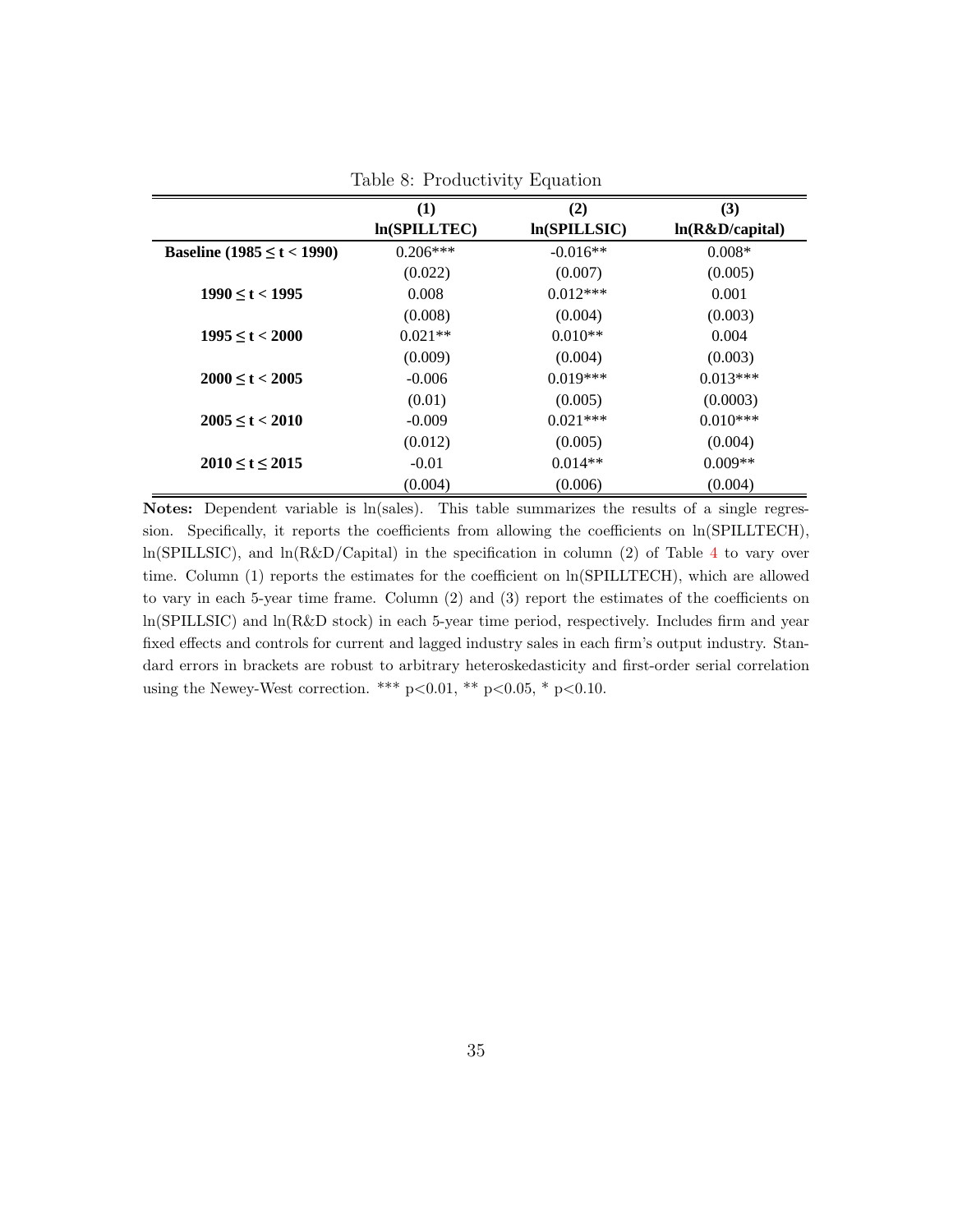Table 8: Productivity Equation

| | (1) ln(SPILLTEC) | (2) ln(SPILLSIC) | (3) ln(R&D/capital) |
|---|---|---|---|
| **Baseline (1985 ≤ t < 1990)** | 0.206*** | -0.016** | 0.008* |
| | (0.022) | (0.007) | (0.005) |
| **1990 ≤ t < 1995** | 0.008 | 0.012*** | 0.001 |
| | (0.008) | (0.004) | (0.003) |
| **1995 ≤ t < 2000** | 0.021** | 0.010** | 0.004 |
| | (0.009) | (0.004) | (0.003) |
| **2000 ≤ t < 2005** | -0.006 | 0.019*** | 0.013*** |
| | (0.01) | (0.005) | (0.0003) |
| **2005 ≤ t < 2010** | -0.009 | 0.021*** | 0.010*** |
| | (0.012) | (0.005) | (0.004) |
| **2010 ≤ t ≤ 2015** | -0.01 | 0.014** | 0.009** |
| | (0.004) | (0.006) | (0.004) |

**Notes:** Dependent variable is ln(sales). This table summarizes the results of a single regression. Specifically, it reports the coefficients from allowing the coefficients on ln(SPILLTECH), ln(SPILLSIC), and ln(R&D/Capital) in the specification in column (2) of Table 4 to vary over time. Column (1) reports the estimates for the coefficient on ln(SPILLTECH), which are allowed to vary in each 5-year time frame. Column (2) and (3) report the estimates of the coefficients on ln(SPILLSIC) and ln(R&D stock) in each 5-year time period, respectively. Includes firm and year fixed effects and controls for current and lagged industry sales in each firm's output industry. Standard errors in brackets are robust to arbitrary heteroskedasticity and first-order serial correlation using the Newey-West correction. *** p<0.01, ** p<0.05, * p<0.10.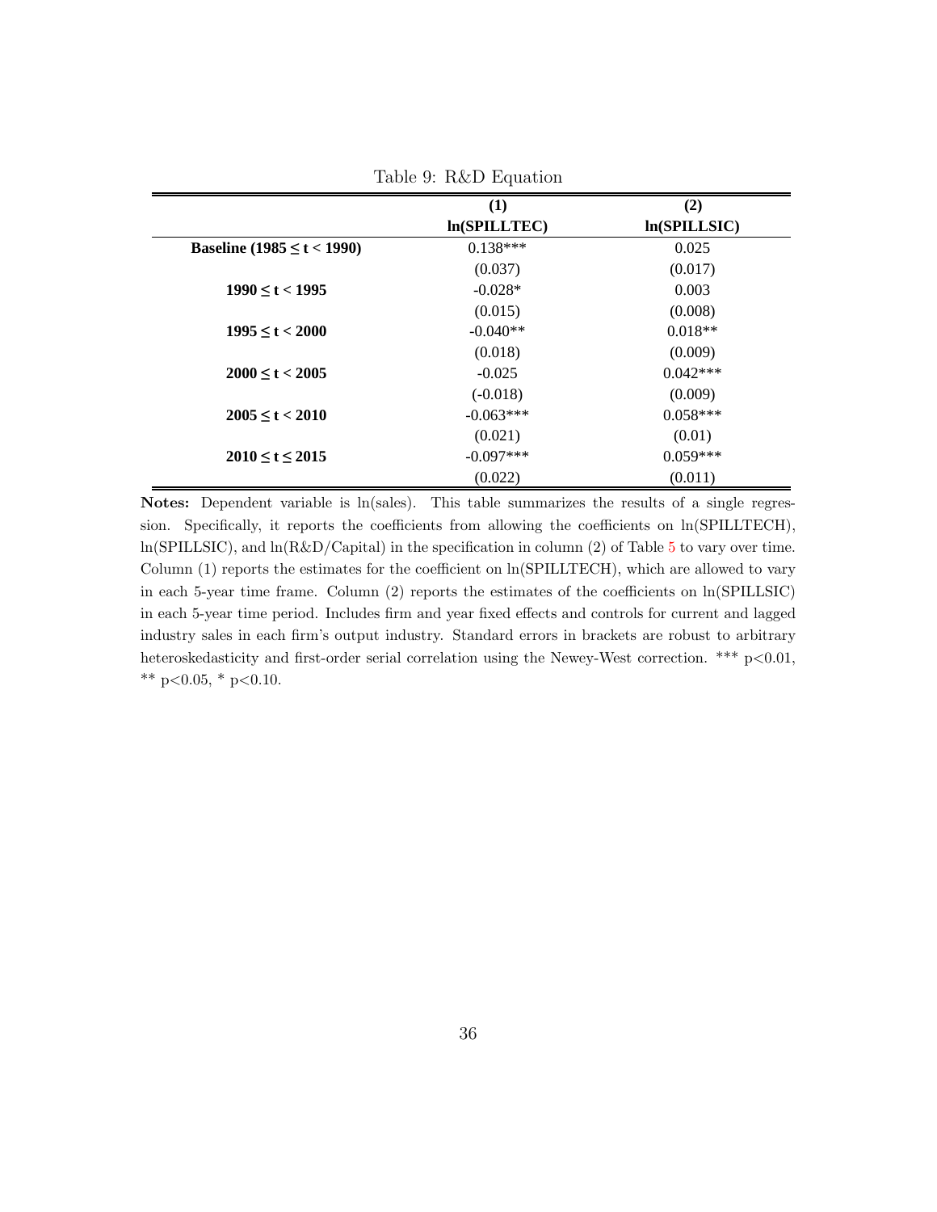Table 9: R&D Equation

| | (1) | (2) |
|---|---|---|
| | **ln(SPILLTEC)** | **ln(SPILLSIC)** |
| **Baseline (1985 ≤ t < 1990)** | 0.138*** | 0.025 |
| | (0.037) | (0.017) |
| **1990 ≤ t < 1995** | -0.028* | 0.003 |
| | (0.015) | (0.008) |
| **1995 ≤ t < 2000** | -0.040** | 0.018** |
| | (0.018) | (0.009) |
| **2000 ≤ t < 2005** | -0.025 | 0.042*** |
| | (-0.018) | (0.009) |
| **2005 ≤ t < 2010** | -0.063*** | 0.058*** |
| | (0.021) | (0.01) |
| **2010 ≤ t ≤ 2015** | -0.097*** | 0.059*** |
| | (0.022) | (0.011) |

**Notes:** Dependent variable is ln(sales). This table summarizes the results of a single regression. Specifically, it reports the coefficients from allowing the coefficients on ln(SPILLTECH), ln(SPILLSIC), and ln(R&D/Capital) in the specification in column (2) of Table 5 to vary over time. Column (1) reports the estimates for the coefficient on ln(SPILLTECH), which are allowed to vary in each 5-year time frame. Column (2) reports the estimates of the coefficients on ln(SPILLSIC) in each 5-year time period. Includes firm and year fixed effects and controls for current and lagged industry sales in each firm's output industry. Standard errors in brackets are robust to arbitrary heteroskedasticity and first-order serial correlation using the Newey-West correction. *** $p<0.01$, ** $p<0.05$, * $p<0.10$.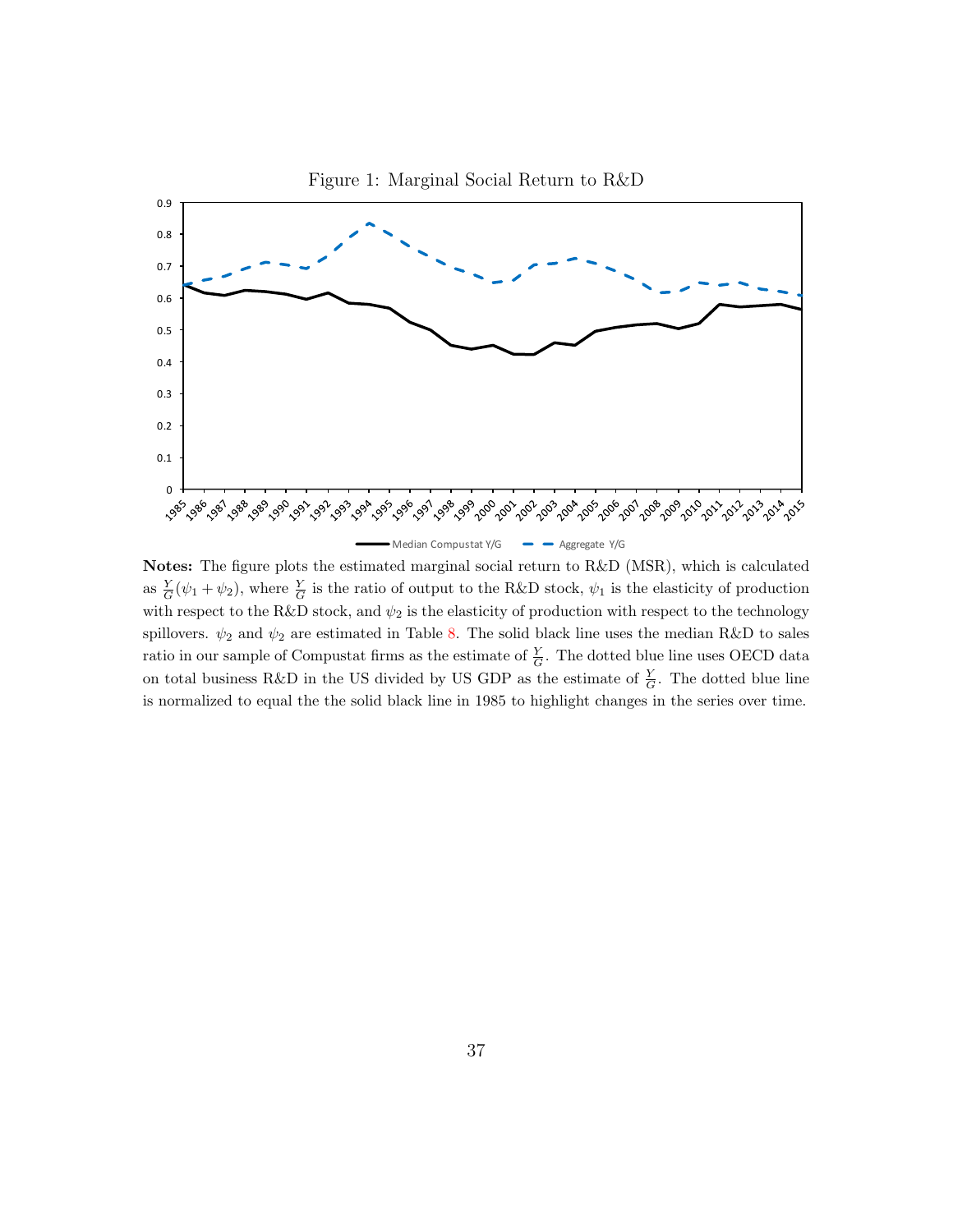Figure 1: Marginal Social Return to R&D

0.9
0.8
0.7
0.6
0.5
0.4
0.3
0.2
0.1
0

1985 1986 1987 1988 1989 1990 1991 1992 1993 1994 1995 1996 1997 1998 1999 2000 2001 2002 2003 2004 2005 2006 2007 2008 2009 2010 2011 2012 2013 2014 2015

Median Compustat Y/G — Aggregate Y/G

**Notes:** The figure plots the estimated marginal social return to R&D (MSR), which is calculated as $\frac{Y}{G}(\psi_1 + \psi_2)$, where $\frac{Y}{G}$ is the ratio of output to the R&D stock, $\psi_1$ is the elasticity of production with respect to the R&D stock, and $\psi_2$ is the elasticity of production with respect to the technology spillovers. $\psi_2$ and $\psi_2$ are estimated in Table 8. The solid black line uses the median R&D to sales ratio in our sample of Compustat firms as the estimate of $\frac{Y}{G}$. The dotted blue line uses OECD data on total business R&D in the US divided by US GDP as the estimate of $\frac{Y}{G}$. The dotted blue line is normalized to equal the the solid black line in 1985 to highlight changes in the series over time.